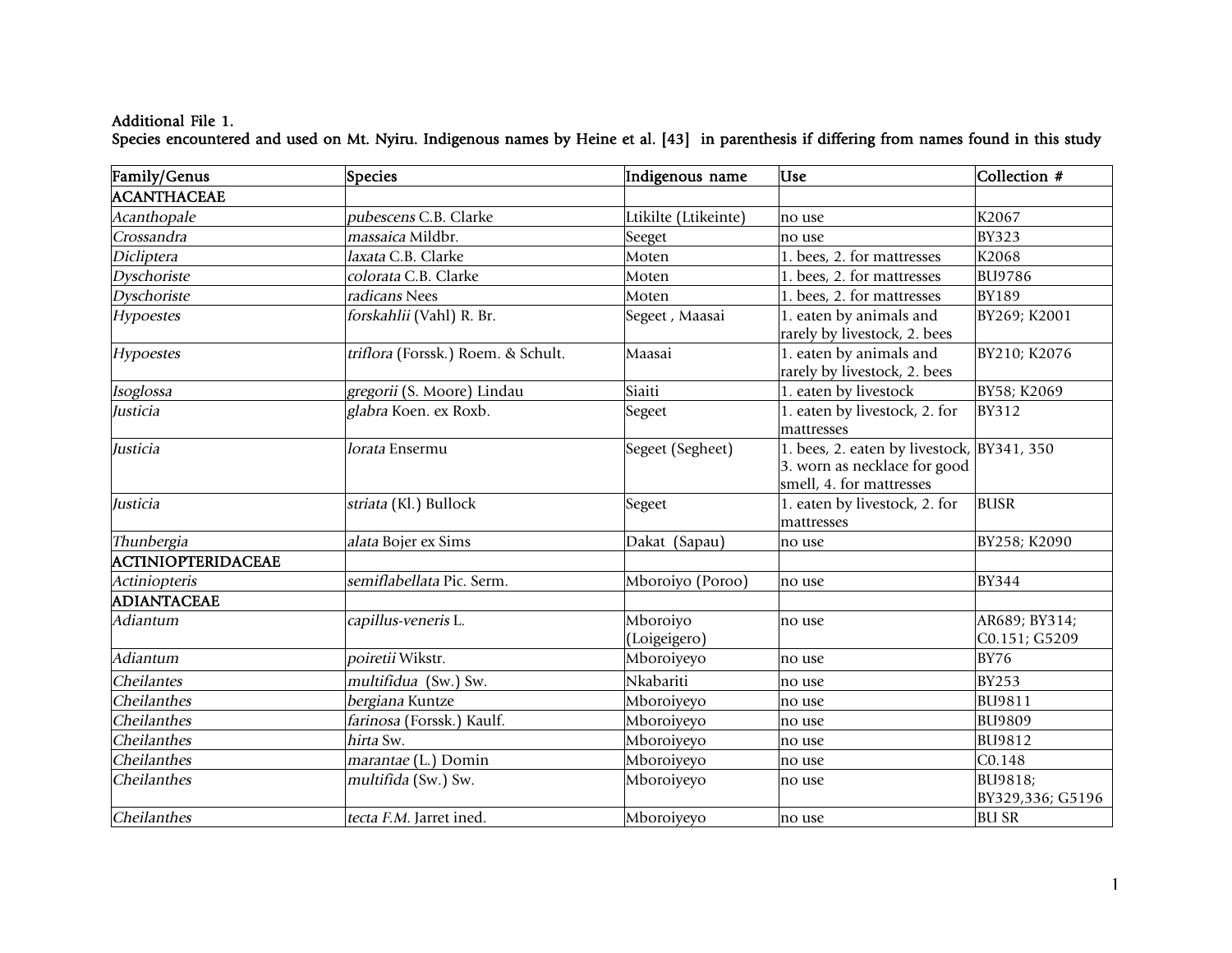**Additional File 1.**
**Species encountered and used on Mt. Nyiru. Indigenous names by Heine et al. [43] in parenthesis if differing from names found in this study**

| Family/Genus | Species | Indigenous name | Use | Collection # |
|---|---|---|---|---|
| **ACANTHACEAE** | | | | |
| *Acanthopale* | *pubescens* C.B. Clarke | Ltikilte (Ltikeinte) | no use | K2067 |
| *Crossandra* | *massaica* Mildbr. | Seeget | no use | BY323 |
| *Dicliptera* | *laxata* C.B. Clarke | Moten | 1. bees, 2. for mattresses | K2068 |
| *Dyschoriste* | *colorata* C.B. Clarke | Moten | 1. bees, 2. for mattresses | BU9786 |
| *Dyschoriste* | *radicans* Nees | Moten | 1. bees, 2. for mattresses | BY189 |
| *Hypoestes* | *forskahlii* (Vahl) R. Br. | Segeet , Maasai | 1. eaten by animals and rarely by livestock, 2. bees | BY269; K2001 |
| *Hypoestes* | *triflora* (Forssk.) Roem. & Schult. | Maasai | 1. eaten by animals and rarely by livestock, 2. bees | BY210; K2076 |
| *Isoglossa* | *gregorii* (S. Moore) Lindau | Siaiti | 1. eaten by livestock | BY58; K2069 |
| *Justicia* | *glabra* Koen. ex Roxb. | Segeet | 1. eaten by livestock, 2. for mattresses | BY312 |
| *Justicia* | *lorata* Ensermu | Segeet (Segheet) | 1. bees, 2. eaten by livestock, 3. worn as necklace for good smell, 4. for mattresses | BY341, 350 |
| *Justicia* | *striata* (Kl.) Bullock | Segeet | 1. eaten by livestock, 2. for mattresses | BUSR |
| *Thunbergia* | *alata* Bojer ex Sims | Dakat (Sapau) | no use | BY258; K2090 |
| **ACTINIOPTERIDACEAE** | | | | |
| *Actiniopteris* | *semiflabellata* Pic. Serm. | Mboroiyo (Poroo) | no use | BY344 |
| **ADIANTACEAE** | | | | |
| *Adiantum* | *capillus-veneris* L. | Mboroiyo (Loigeigero) | no use | AR689; BY314; C0.151; G5209 |
| *Adiantum* | *poiretii* Wikstr. | Mboroiyeyo | no use | BY76 |
| *Cheilantes* | *multifidua* (Sw.) Sw. | Nkabariti | no use | BY253 |
| *Cheilanthes* | *bergiana* Kuntze | Mboroiyeyo | no use | BU9811 |
| *Cheilanthes* | *farinosa* (Forssk.) Kaulf. | Mboroiyeyo | no use | BU9809 |
| *Cheilanthes* | *hirta* Sw. | Mboroiyeyo | no use | BU9812 |
| *Cheilanthes* | *marantae* (L.) Domin | Mboroiyeyo | no use | C0.148 |
| *Cheilanthes* | *multifida* (Sw.) Sw. | Mboroiyeyo | no use | BU9818; BY329,336; G5196 |
| *Cheilanthes* | *tecta F.M.* Jarret ined. | Mboroiyeyo | no use | BU SR |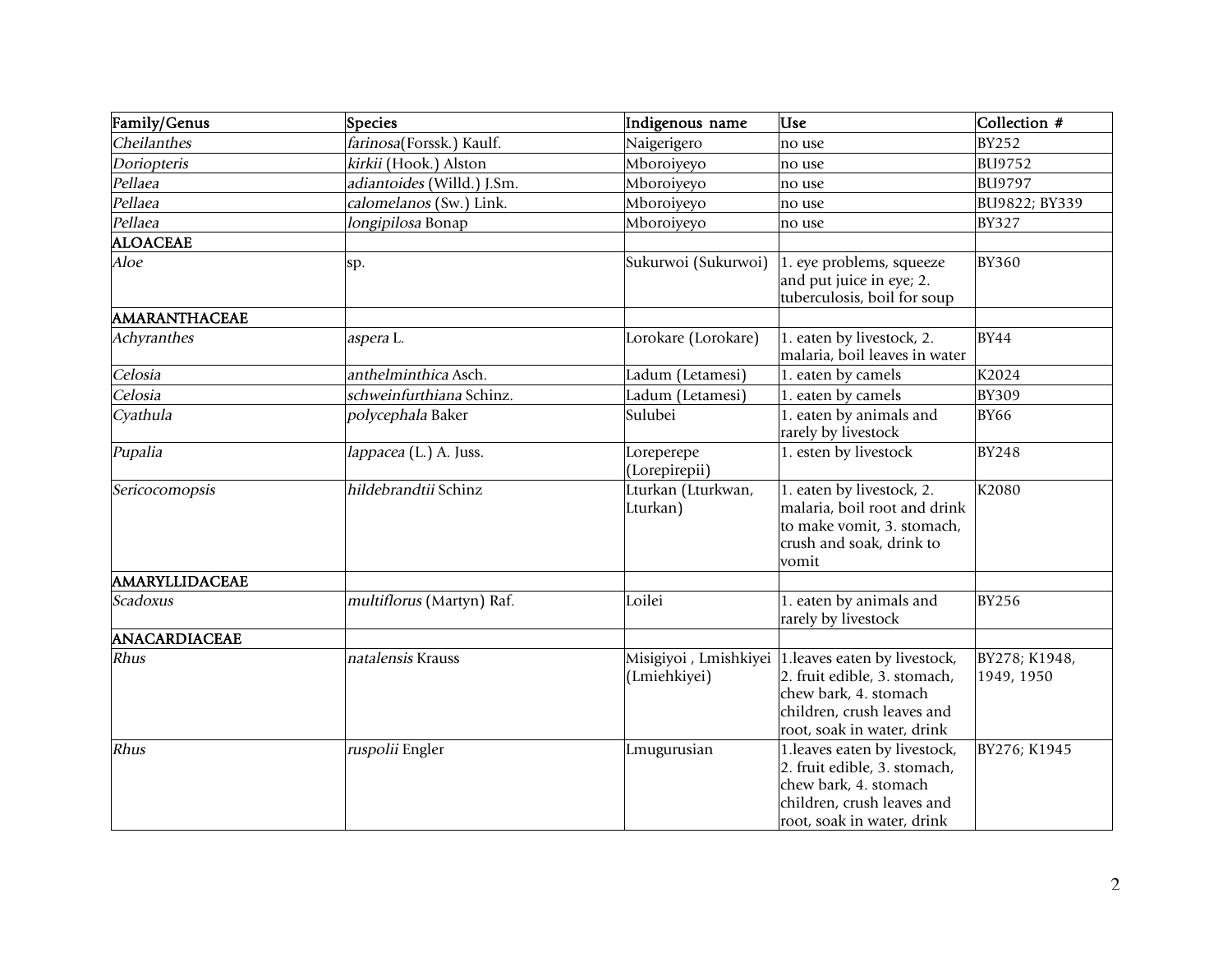| Family/Genus | Species | Indigenous name | Use | Collection # |
|---|---|---|---|---|
| *Cheilanthes* | *farinosa*(Forssk.) Kaulf. | Naigerigero | no use | BY252 |
| *Doriopteris* | *kirkii* (Hook.) Alston | Mboroiyeyo | no use | BU9752 |
| *Pellaea* | *adiantoides* (Willd.) J.Sm. | Mboroiyeyo | no use | BU9797 |
| *Pellaea* | *calomelanos* (Sw.) Link. | Mboroiyeyo | no use | BU9822; BY339 |
| *Pellaea* | *longipilosa* Bonap | Mboroiyeyo | no use | BY327 |
| **ALOACEAE** | | | | |
| *Aloe* | sp. | Sukurwoi (Sukurwoi) | 1. eye problems, squeeze and put juice in eye; 2. tuberculosis, boil for soup | BY360 |
| **AMARANTHACEAE** | | | | |
| *Achyranthes* | *aspera* L. | Lorokare (Lorokare) | 1. eaten by livestock, 2. malaria, boil leaves in water | BY44 |
| *Celosia* | *anthelminthica* Asch. | Ladum (Letamesi) | 1. eaten by camels | K2024 |
| *Celosia* | *schweinfurthiana* Schinz. | Ladum (Letamesi) | 1. eaten by camels | BY309 |
| *Cyathula* | *polycephala* Baker | Sulubei | 1. eaten by animals and rarely by livestock | BY66 |
| *Pupalia* | *lappacea* (L.) A. Juss. | Loreperepe (Lorepirepii) | 1. esten by livestock | BY248 |
| *Sericocomopsis* | *hildebrandtii* Schinz | Lturkan (Lturkwan, Lturkan) | 1. eaten by livestock, 2. malaria, boil root and drink to make vomit, 3. stomach, crush and soak, drink to vomit | K2080 |
| **AMARYLLIDACEAE** | | | | |
| *Scadoxus* | *multiflorus* (Martyn) Raf. | Loilei | 1. eaten by animals and rarely by livestock | BY256 |
| **ANACARDIACEAE** | | | | |
| *Rhus* | *natalensis* Krauss | Misigiyoi , Lmishkiyei (Lmiehkiyei) | 1.leaves eaten by livestock, 2. fruit edible, 3. stomach, chew bark, 4. stomach children, crush leaves and root, soak in water, drink | BY278; K1948, 1949, 1950 |
| *Rhus* | *ruspolii* Engler | Lmugurusian | 1.leaves eaten by livestock, 2. fruit edible, 3. stomach, chew bark, 4. stomach children, crush leaves and root, soak in water, drink | BY276; K1945 |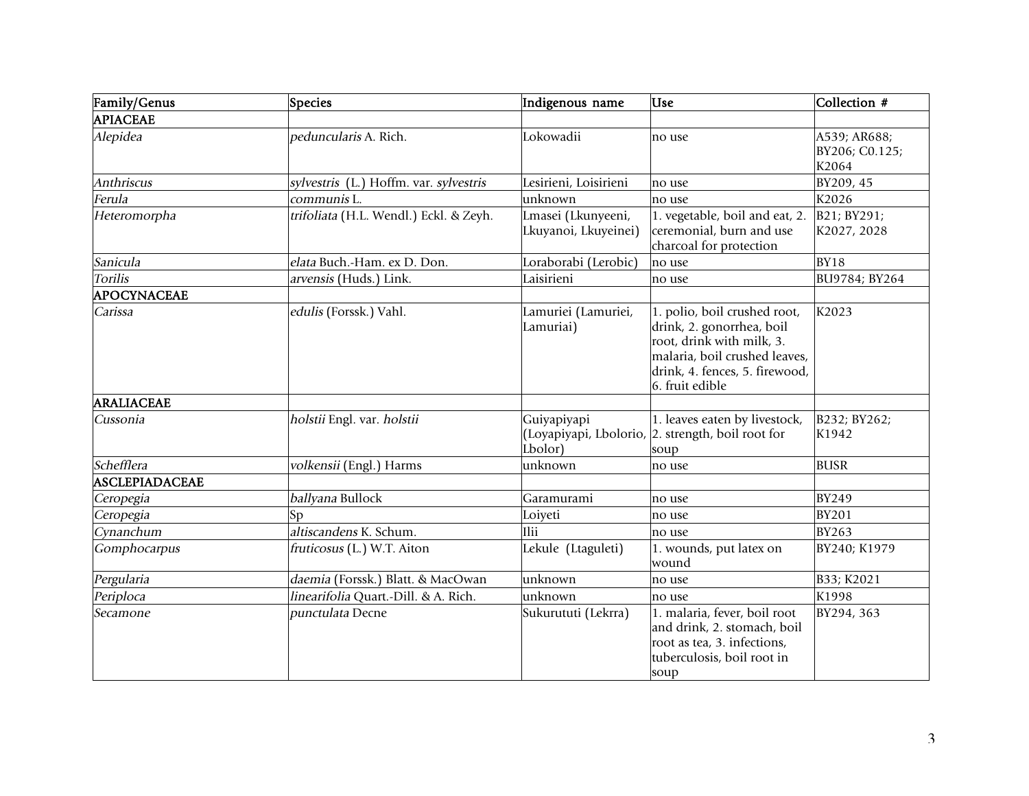| Family/Genus | Species | Indigenous name | Use | Collection # |
|---|---|---|---|---|
| **APIACEAE** | | | | |
| *Alepidea* | *peduncularis* A. Rich. | Lokowadii | no use | A539; AR688; BY206; C0.125; K2064 |
| *Anthriscus* | *sylvestris* (L.) Hoffm. var. *sylvestris* | Lesirieni, Loisirieni | no use | BY209, 45 |
| *Ferula* | *communis* L. | unknown | no use | K2026 |
| *Heteromorpha* | *trifoliata* (H.L. Wendl.) Eckl. & Zeyh. | Lmasei (Lkunyeeni, Lkuyanoi, Lkuyeinei) | 1. vegetable, boil and eat, 2. ceremonial, burn and use charcoal for protection | B21; BY291; K2027, 2028 |
| *Sanicula* | *elata* Buch.-Ham. ex D. Don. | Loraborabi (Lerobic) | no use | BY18 |
| *Torilis* | *arvensis* (Huds.) Link. | Laisirieni | no use | BU9784; BY264 |
| **APOCYNACEAE** | | | | |
| *Carissa* | *edulis* (Forssk.) Vahl. | Lamuriei (Lamuriei, Lamuriai) | 1. polio, boil crushed root, drink, 2. gonorrhea, boil root, drink with milk, 3. malaria, boil crushed leaves, drink, 4. fences, 5. firewood, 6. fruit edible | K2023 |
| **ARALIACEAE** | | | | |
| *Cussonia* | *holstii* Engl. var. *holstii* | Guiyapiyapi (Loyapiyapi, Lbolorio, Lbolor) | 1. leaves eaten by livestock, 2. strength, boil root for soup | B232; BY262; K1942 |
| *Schefflera* | *volkensii* (Engl.) Harms | unknown | no use | BUSR |
| **ASCLEPIADACEAE** | | | | |
| *Ceropegia* | *ballyana* Bullock | Garamurami | no use | BY249 |
| *Ceropegia* | Sp | Loiyeti | no use | BY201 |
| *Cynanchum* | *altiscandens* K. Schum. | Ilii | no use | BY263 |
| *Gomphocarpus* | *fruticosus* (L.) W.T. Aiton | Lekule (Ltaguleti) | 1. wounds, put latex on wound | BY240; K1979 |
| *Pergularia* | *daemia* (Forssk.) Blatt. & MacOwan | unknown | no use | B33; K2021 |
| *Periploca* | *linearifolia* Quart.-Dill. & A. Rich. | unknown | no use | K1998 |
| *Secamone* | *punctulata* Decne | Sukurututi (Lekrra) | 1. malaria, fever, boil root and drink, 2. stomach, boil root as tea, 3. infections, tuberculosis, boil root in soup | BY294, 363 |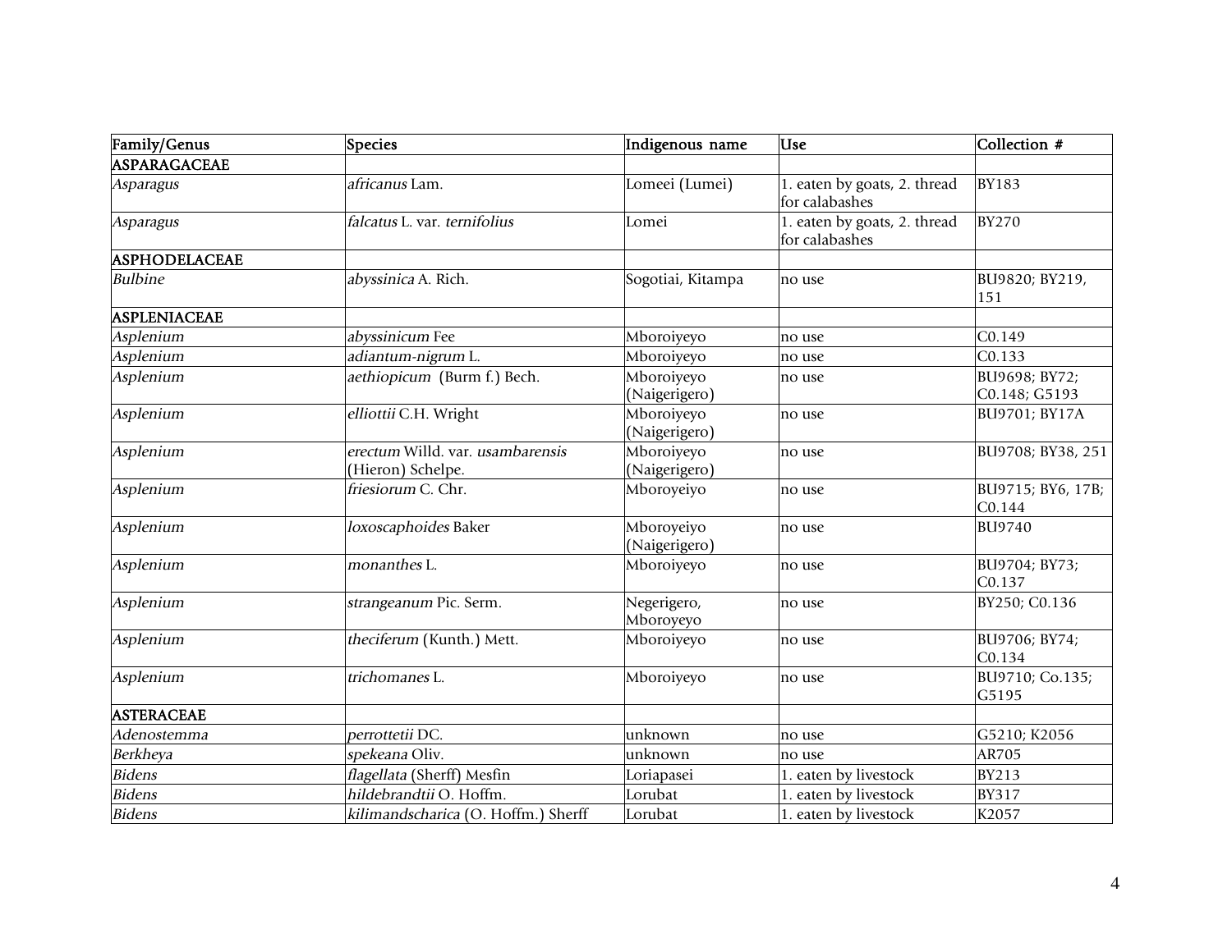| Family/Genus | Species | Indigenous name | Use | Collection # |
| --- | --- | --- | --- | --- |
| ASPARAGACEAE | | | | |
| *Asparagus* | *africanus* Lam. | Lomeei (Lumei) | 1. eaten by goats, 2. thread for calabashes | BY183 |
| *Asparagus* | *falcatus* L. var. *ternifolius* | Lomei | 1. eaten by goats, 2. thread for calabashes | BY270 |
| ASPHODELACEAE | | | | |
| *Bulbine* | *abyssinica* A. Rich. | Sogotiai, Kitampa | no use | BU9820; BY219, 151 |
| ASPLENIACEAE | | | | |
| *Asplenium* | *abyssinicum* Fee | Mboroiyeyo | no use | C0.149 |
| *Asplenium* | *adiantum-nigrum* L. | Mboroiyeyo | no use | C0.133 |
| *Asplenium* | *aethiopicum* (Burm f.) Bech. | Mboroiyeyo (Naigerigero) | no use | BU9698; BY72; C0.148; G5193 |
| *Asplenium* | *elliottii* C.H. Wright | Mboroiyeyo (Naigerigero) | no use | BU9701; BY17A |
| *Asplenium* | *erectum* Willd. var. *usambarensis* (Hieron) Schelpe. | Mboroiyeyo (Naigerigero) | no use | BU9708; BY38, 251 |
| *Asplenium* | *friesiorum* C. Chr. | Mboroyeiyo | no use | BU9715; BY6, 17B; C0.144 |
| *Asplenium* | *loxoscaphoides* Baker | Mboroyeiyo (Naigerigero) | no use | BU9740 |
| *Asplenium* | *monanthes* L. | Mboroiyeyo | no use | BU9704; BY73; C0.137 |
| *Asplenium* | *strangeanum* Pic. Serm. | Negerigero, Mboroyeyo | no use | BY250; C0.136 |
| *Asplenium* | *theciferum* (Kunth.) Mett. | Mboroiyeyo | no use | BU9706; BY74; C0.134 |
| *Asplenium* | *trichomanes* L. | Mboroiyeyo | no use | BU9710; Co.135; G5195 |
| ASTERACEAE | | | | |
| *Adenostemma* | *perrottetii* DC. | unknown | no use | G5210; K2056 |
| *Berkheya* | *spekeana* Oliv. | unknown | no use | AR705 |
| *Bidens* | *flagellata* (Sherff) Mesfin | Loriapasei | 1. eaten by livestock | BY213 |
| *Bidens* | *hildebrandtii* O. Hoffm. | Lorubat | 1. eaten by livestock | BY317 |
| *Bidens* | *kilimandscharica* (O. Hoffm.) Sherff | Lorubat | 1. eaten by livestock | K2057 |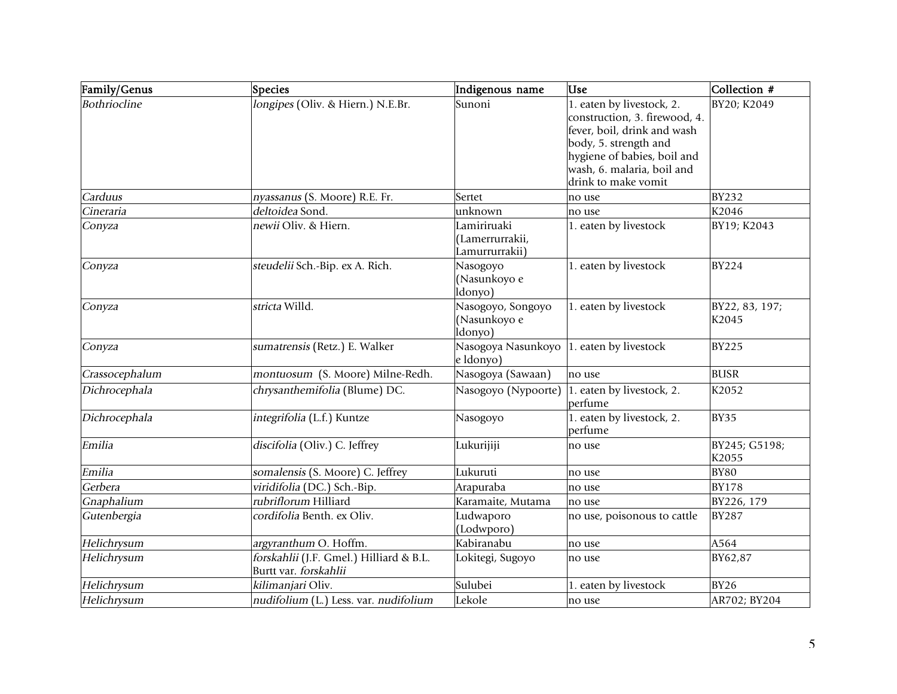| Family/Genus | Species | Indigenous name | Use | Collection # |
|---|---|---|---|---|
| *Bothriocline* | *longipes* (Oliv. & Hiern.) N.E.Br. | Sunoni | 1. eaten by livestock, 2. construction, 3. firewood, 4. fever, boil, drink and wash body, 5. strength and hygiene of babies, boil and wash, 6. malaria, boil and drink to make vomit | BY20; K2049 |
| *Carduus* | *nyassanus* (S. Moore) R.E. Fr. | Sertet | no use | BY232 |
| *Cineraria* | *deltoidea* Sond. | unknown | no use | K2046 |
| *Conyza* | *newii* Oliv. & Hiern. | Lamiriruaki (Lamerrurrakii, Lamurrurrakii) | 1. eaten by livestock | BY19; K2043 |
| *Conyza* | *steudelii* Sch.-Bip. ex A. Rich. | Nasogoyo (Nasunkoyo e ldonyo) | 1. eaten by livestock | BY224 |
| *Conyza* | *stricta* Willd. | Nasogoyo, Songoyo (Nasunkoyo e ldonyo) | 1. eaten by livestock | BY22, 83, 197; K2045 |
| *Conyza* | *sumatrensis* (Retz.) E. Walker | Nasogoya Nasunkoyo e ldonyo) | 1. eaten by livestock | BY225 |
| *Crassocephalum* | *montuosum* (S. Moore) Milne-Redh. | Nasogoya (Sawaan) | no use | BUSR |
| *Dichrocephala* | *chrysanthemifolia* (Blume) DC. | Nasogoyo (Nypoorte) | 1. eaten by livestock, 2. perfume | K2052 |
| *Dichrocephala* | *integrifolia* (L.f.) Kuntze | Nasogoyo | 1. eaten by livestock, 2. perfume | BY35 |
| *Emilia* | *discifolia* (Oliv.) C. Jeffrey | Lukurijiji | no use | BY245; G5198; K2055 |
| *Emilia* | *somalensis* (S. Moore) C. Jeffrey | Lukuruti | no use | BY80 |
| *Gerbera* | *viridifolia* (DC.) Sch.-Bip. | Arapuraba | no use | BY178 |
| *Gnaphalium* | *rubriflorum* Hilliard | Karamaite, Mutama | no use | BY226, 179 |
| *Gutenbergia* | *cordifolia* Benth. ex Oliv. | Ludwaporo (Lodwporo) | no use, poisonous to cattle | BY287 |
| *Helichrysum* | *argyranthum* O. Hoffm. | Kabiranabu | no use | A564 |
| *Helichrysum* | *forskahlii* (J.F. Gmel.) Hilliard & B.L. Burtt var. *forskahlii* | Lokitegi, Sugoyo | no use | BY62,87 |
| *Helichrysum* | *kilimanjari* Oliv. | Sulubei | 1. eaten by livestock | BY26 |
| *Helichrysum* | *nudifolium* (L.) Less. var. *nudifolium* | Lekole | no use | AR702; BY204 |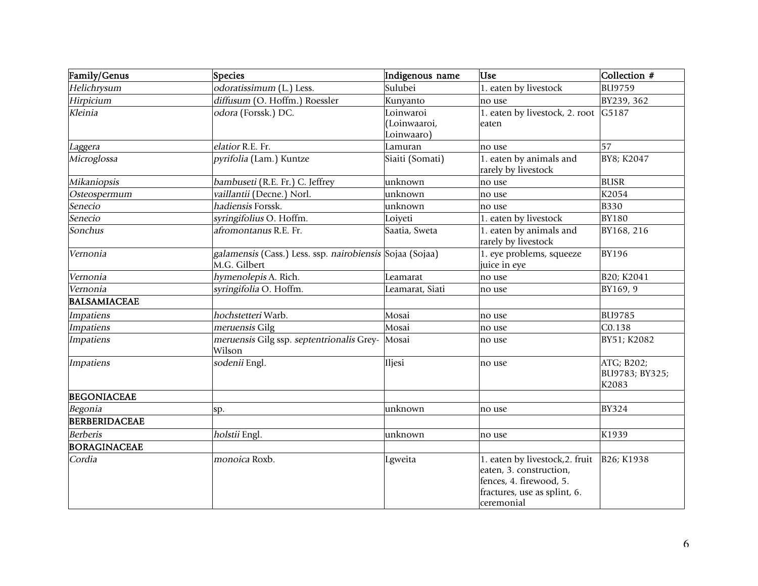| Family/Genus | Species | Indigenous name | Use | Collection # |
|---|---|---|---|---|
| *Helichrysum* | *odoratissimum* (L.) Less. | Sulubei | 1. eaten by livestock | BU9759 |
| *Hirpicium* | *diffusum* (O. Hoffm.) Roessler | Kunyanto | no use | BY239, 362 |
| *Kleinia* | *odora* (Forssk.) DC. | Loinwaroi (Loinwaaroi, Loinwaaro) | 1. eaten by livestock, 2. root eaten | G5187 |
| *Laggera* | *elatior* R.E. Fr. | Lamuran | no use | 57 |
| *Microglossa* | *pyrifolia* (Lam.) Kuntze | Siaiti (Somati) | 1. eaten by animals and rarely by livestock | BY8; K2047 |
| *Mikaniopsis* | *bambuseti* (R.E. Fr.) C. Jeffrey | unknown | no use | BUSR |
| *Osteospermum* | *vaillantii* (Decne.) Norl. | unknown | no use | K2054 |
| *Senecio* | *hadiensis* Forssk. | unknown | no use | B330 |
| *Senecio* | *syringifolius* O. Hoffm. | Loiyeti | 1. eaten by livestock | BY180 |
| *Sonchus* | *afromontanus* R.E. Fr. | Saatia, Sweta | 1. eaten by animals and rarely by livestock | BY168, 216 |
| *Vernonia* | *galamensis* (Cass.) Less. ssp. *nairobiensis* M.G. Gilbert | Sojaa (Sojaa) | 1. eye problems, squeeze juice in eye | BY196 |
| *Vernonia* | *hymenolepis* A. Rich. | Leamarat | no use | B20; K2041 |
| *Vernonia* | *syringifolia* O. Hoffm. | Leamarat, Siati | no use | BY169, 9 |
| **BALSAMIACEAE** | | | | |
| *Impatiens* | *hochstetteri* Warb. | Mosai | no use | BU9785 |
| *Impatiens* | *meruensis* Gilg | Mosai | no use | C0.138 |
| *Impatiens* | *meruensis* Gilg ssp. *septentrionalis* Grey-Wilson | Mosai | no use | BY51; K2082 |
| *Impatiens* | *sodenii* Engl. | Iljesi | no use | ATG; B202; BU9783; BY325; K2083 |
| **BEGONIACEAE** | | | | |
| *Begonia* | sp. | unknown | no use | BY324 |
| **BERBERIDACEAE** | | | | |
| *Berberis* | *holstii* Engl. | unknown | no use | K1939 |
| **BORAGINACEAE** | | | | |
| *Cordia* | *monoica* Roxb. | Lgweita | 1. eaten by livestock,2. fruit eaten, 3. construction, fences, 4. firewood, 5. fractures, use as splint, 6. ceremonial | B26; K1938 |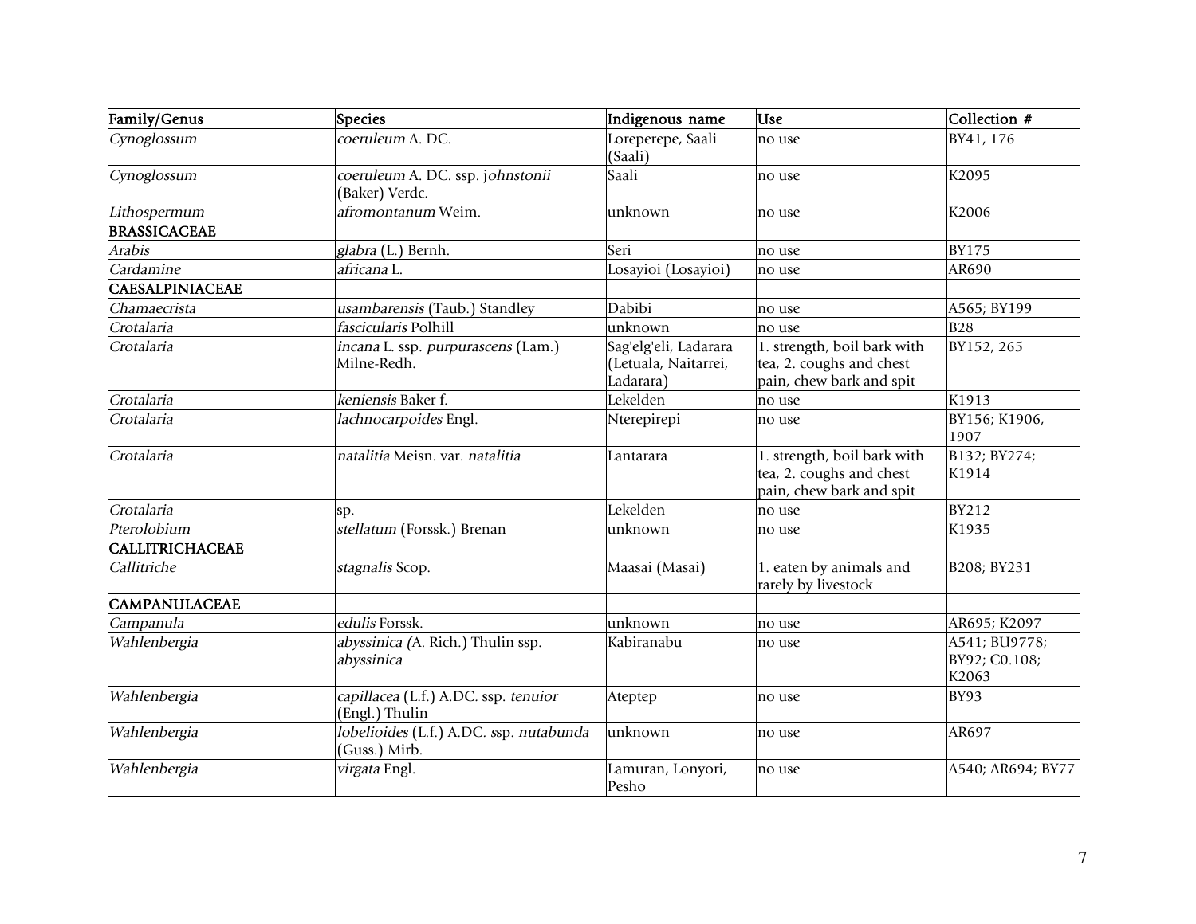| Family/Genus | Species | Indigenous name | Use | Collection # |
|---|---|---|---|---|
| *Cynoglossum* | *coeruleum* A. DC. | Loreperepe, Saali (Saali) | no use | BY41, 176 |
| *Cynoglossum* | *coeruleum* A. DC. ssp. j*ohnstonii* (Baker) Verdc. | Saali | no use | K2095 |
| *Lithospermum* | *afromontanum* Weim. | unknown | no use | K2006 |
| **BRASSICACEAE** | | | | |
| *Arabis* | *glabra* (L.) Bernh. | Seri | no use | BY175 |
| *Cardamine* | *africana* L. | Losayioi (Losayioi) | no use | AR690 |
| **CAESALPINIACEAE** | | | | |
| *Chamaecrista* | *usambarensis* (Taub.) Standley | Dabibi | no use | A565; BY199 |
| *Crotalaria* | *fascicularis* Polhill | unknown | no use | B28 |
| *Crotalaria* | *incana* L. ssp. *purpurascens* (Lam.) Milne-Redh. | Sag'elg'eli, Ladarara (Letuala, Naitarrei, Ladarara) | 1. strength, boil bark with tea, 2. coughs and chest pain, chew bark and spit | BY152, 265 |
| *Crotalaria* | *keniensis* Baker f. | Lekelden | no use | K1913 |
| *Crotalaria* | *lachnocarpoides* Engl. | Nterepirepi | no use | BY156; K1906, 1907 |
| *Crotalaria* | *natalitia* Meisn. var. *natalitia* | Lantarara | 1. strength, boil bark with tea, 2. coughs and chest pain, chew bark and spit | B132; BY274; K1914 |
| *Crotalaria* | sp. | Lekelden | no use | BY212 |
| *Pterolobium* | *stellatum* (Forssk.) Brenan | unknown | no use | K1935 |
| **CALLITRICHACEAE** | | | | |
| *Callitriche* | *stagnalis* Scop. | Maasai (Masai) | 1. eaten by animals and rarely by livestock | B208; BY231 |
| **CAMPANULACEAE** | | | | |
| *Campanula* | *edulis* Forssk. | unknown | no use | AR695; K2097 |
| *Wahlenbergia* | *abyssinica (*A. Rich.) Thulin ssp. *abyssinica* | Kabiranabu | no use | A541; BU9778; BY92; C0.108; K2063 |
| *Wahlenbergia* | *capillacea* (L.f.) A.DC. ssp. *tenuior* (Engl.) Thulin | Ateptep | no use | BY93 |
| *Wahlenbergia* | *lobelioides* (L.f.) A.DC. *s*sp. *nutabunda* (Guss.) Mirb. | unknown | no use | AR697 |
| *Wahlenbergia* | *virgata* Engl. | Lamuran, Lonyori, Pesho | no use | A540; AR694; BY77 |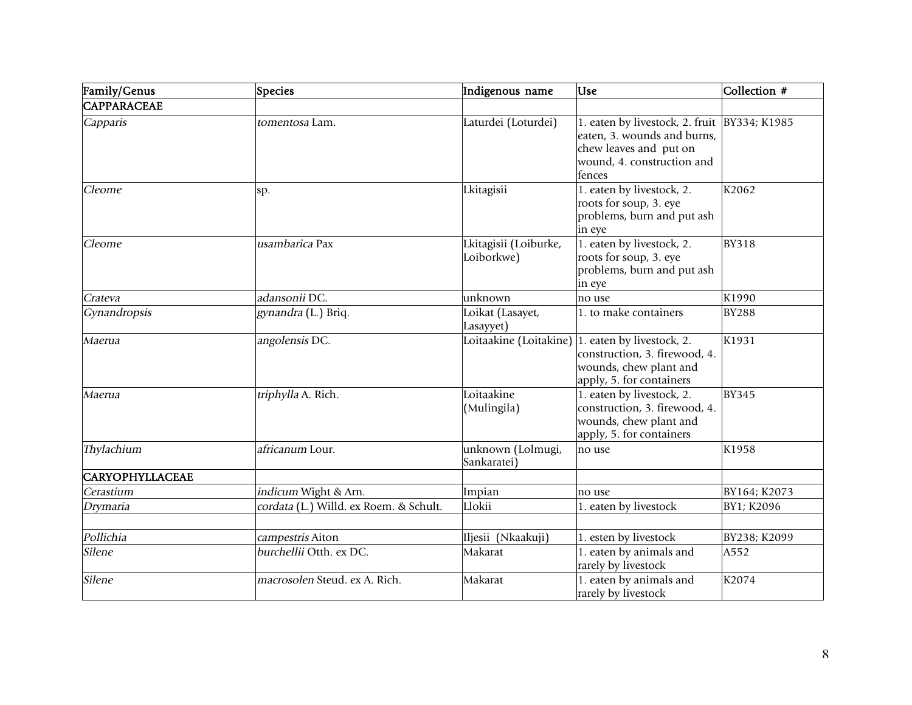| Family/Genus | Species | Indigenous name | Use | Collection # |
|---|---|---|---|---|
| **CAPPARACEAE** | | | | |
| *Capparis* | *tomentosa* Lam. | Laturdei (Loturdei) | 1. eaten by livestock, 2. fruit eaten, 3. wounds and burns, chew leaves and put on wound, 4. construction and fences | BY334; K1985 |
| *Cleome* | sp. | Lkitagisii | 1. eaten by livestock, 2. roots for soup, 3. eye problems, burn and put ash in eye | K2062 |
| *Cleome* | *usambarica* Pax | Lkitagisii (Loiburke, Loiborkwe) | 1. eaten by livestock, 2. roots for soup, 3. eye problems, burn and put ash in eye | BY318 |
| *Crateva* | *adansonii* DC. | unknown | no use | K1990 |
| *Gynandropsis* | *gynandra* (L.) Briq. | Loikat (Lasayet, Lasayyet) | 1. to make containers | BY288 |
| *Maerua* | *angolensis* DC. | Loitaakine (Loitakine) | 1. eaten by livestock, 2. construction, 3. firewood, 4. wounds, chew plant and apply, 5. for containers | K1931 |
| *Maerua* | *triphylla* A. Rich. | Loitaakine (Mulingila) | 1. eaten by livestock, 2. construction, 3. firewood, 4. wounds, chew plant and apply, 5. for containers | BY345 |
| *Thylachium* | *africanum* Lour. | unknown (Lolmugi, Sankaratei) | no use | K1958 |
| **CARYOPHYLLACEAE** | | | | |
| *Cerastium* | *indicum* Wight & Arn. | Impian | no use | BY164; K2073 |
| *Drymaria* | *cordata* (L.) Willd. ex Roem. & Schult. | Llokii | 1. eaten by livestock | BY1; K2096 |
| | | | | |
| *Pollichia* | *campestris* Aiton | Iljesii (Nkaakuji) | 1. esten by livestock | BY238; K2099 |
| *Silene* | *burchellii* Otth. ex DC. | Makarat | 1. eaten by animals and rarely by livestock | A552 |
| *Silene* | *macrosolen* Steud. ex A. Rich. | Makarat | 1. eaten by animals and rarely by livestock | K2074 |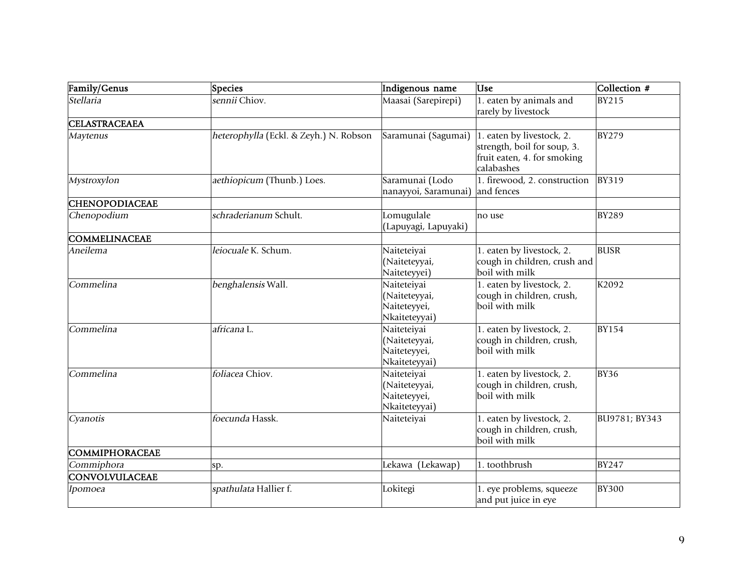| Family/Genus | Species | Indigenous name | Use | Collection # |
|---|---|---|---|---|
| *Stellaria* | *sennii* Chiov. | Maasai (Sarepirepi) | 1. eaten by animals and rarely by livestock | BY215 |
| **CELASTRACEAEA** | | | | |
| *Maytenus* | *heterophylla* (Eckl. & Zeyh.) N. Robson | Saramunai (Sagumai) | 1. eaten by livestock, 2. strength, boil for soup, 3. fruit eaten, 4. for smoking calabashes | BY279 |
| *Mystroxylon* | *aethiopicum* (Thunb.) Loes. | Saramunai (Lodo nanayyoi, Saramunai) | 1. firewood, 2. construction and fences | BY319 |
| **CHENOPODIACEAE** | | | | |
| *Chenopodium* | *schraderianum* Schult. | Lomugulale (Lapuyagi, Lapuyaki) | no use | BY289 |
| **COMMELINACEAE** | | | | |
| *Aneilema* | *leiocuale* K. Schum. | Naiteteiyai (Naiteteyyai, Naiteteyyei) | 1. eaten by livestock, 2. cough in children, crush and boil with milk | BUSR |
| *Commelina* | *benghalensis* Wall. | Naiteteiyai (Naiteteyyai, Naiteteyyei, Nkaiteteyyai) | 1. eaten by livestock, 2. cough in children, crush, boil with milk | K2092 |
| *Commelina* | *africana* L. | Naiteteiyai (Naiteteyyai, Naiteteyyei, Nkaiteteyyai) | 1. eaten by livestock, 2. cough in children, crush, boil with milk | BY154 |
| *Commelina* | *foliacea* Chiov. | Naiteteiyai (Naiteteyyai, Naiteteyyei, Nkaiteteyyai) | 1. eaten by livestock, 2. cough in children, crush, boil with milk | BY36 |
| *Cyanotis* | *foecunda* Hassk. | Naiteteiyai | 1. eaten by livestock, 2. cough in children, crush, boil with milk | BU9781; BY343 |
| **COMMIPHORACEAE** | | | | |
| *Commiphora* | sp. | Lekawa (Lekawap) | 1. toothbrush | BY247 |
| **CONVOLVULACEAE** | | | | |
| *Ipomoea* | *spathulata* Hallier f. | Lokitegi | 1. eye problems, squeeze and put juice in eye | BY300 |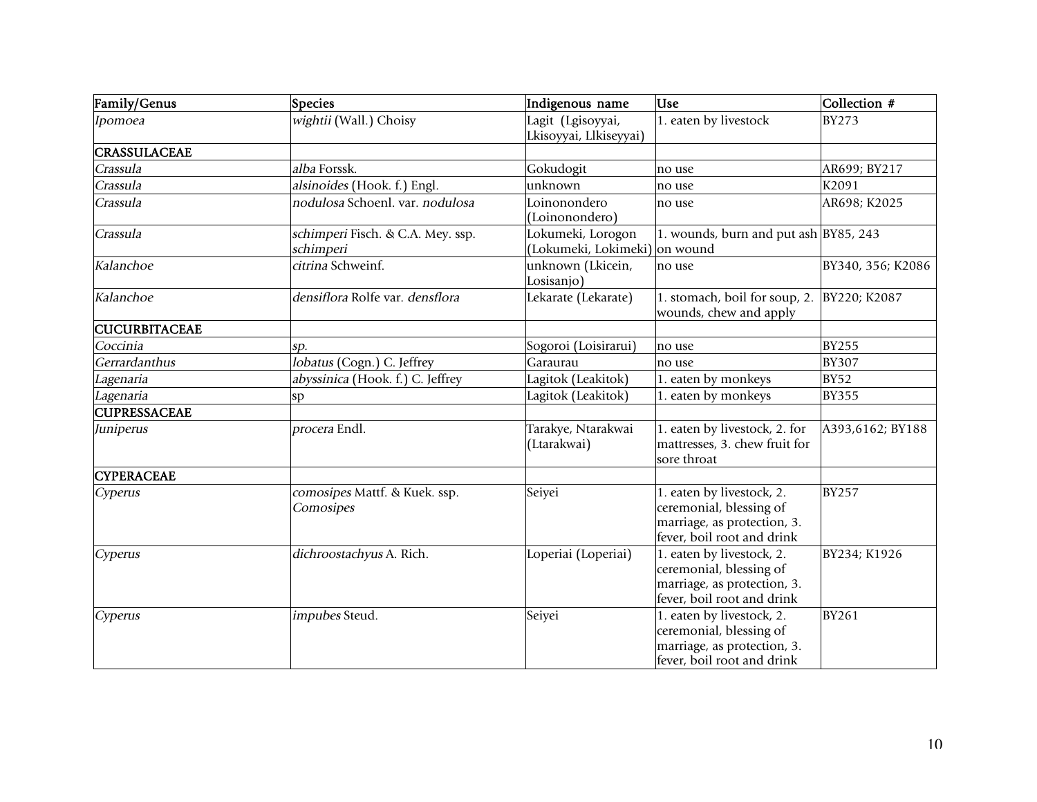| Family/Genus | Species | Indigenous name | Use | Collection # |
|---|---|---|---|---|
| *Ipomoea* | *wightii* (Wall.) Choisy | Lagit (Lgisoyyai, Lkisoyyai, Llkiseyyai) | 1. eaten by livestock | BY273 |
| **CRASSULACEAE** | | | | |
| *Crassula* | *alba* Forssk. | Gokudogit | no use | AR699; BY217 |
| *Crassula* | *alsinoides* (Hook. f.) Engl. | unknown | no use | K2091 |
| *Crassula* | *nodulosa* Schoenl. var. *nodulosa* | Loinonondero (Loinonondero) | no use | AR698; K2025 |
| *Crassula* | *schimperi* Fisch. & C.A. Mey. ssp. *schimperi* | Lokumeki, Lorogon (Lokumeki, Lokimeki) | 1. wounds, burn and put ash on wound | BY85, 243 |
| *Kalanchoe* | *citrina* Schweinf. | unknown (Lkicein, Losisanjo) | no use | BY340, 356; K2086 |
| *Kalanchoe* | *densiflora* Rolfe var. *densflora* | Lekarate (Lekarate) | 1. stomach, boil for soup, 2. wounds, chew and apply | BY220; K2087 |
| **CUCURBITACEAE** | | | | |
| *Coccinia* | *sp.* | Sogoroi (Loisirarui) | no use | BY255 |
| *Gerrardanthus* | *lobatus* (Cogn.) C. Jeffrey | Garaurau | no use | BY307 |
| *Lagenaria* | *abyssinica* (Hook. f.) C. Jeffrey | Lagitok (Leakitok) | 1. eaten by monkeys | BY52 |
| *Lagenaria* | sp | Lagitok (Leakitok) | 1. eaten by monkeys | BY355 |
| **CUPRESSACEAE** | | | | |
| *Juniperus* | *procera* Endl. | Tarakye, Ntarakwai (Ltarakwai) | 1. eaten by livestock, 2. for mattresses, 3. chew fruit for sore throat | A393,6162; BY188 |
| **CYPERACEAE** | | | | |
| *Cyperus* | *comosipes* Mattf. & Kuek. ssp. *Comosipes* | Seiyei | 1. eaten by livestock, 2. ceremonial, blessing of marriage, as protection, 3. fever, boil root and drink | BY257 |
| *Cyperus* | *dichroostachyus* A. Rich. | Loperiai (Loperiai) | 1. eaten by livestock, 2. ceremonial, blessing of marriage, as protection, 3. fever, boil root and drink | BY234; K1926 |
| *Cyperus* | *impubes* Steud. | Seiyei | 1. eaten by livestock, 2. ceremonial, blessing of marriage, as protection, 3. fever, boil root and drink | BY261 |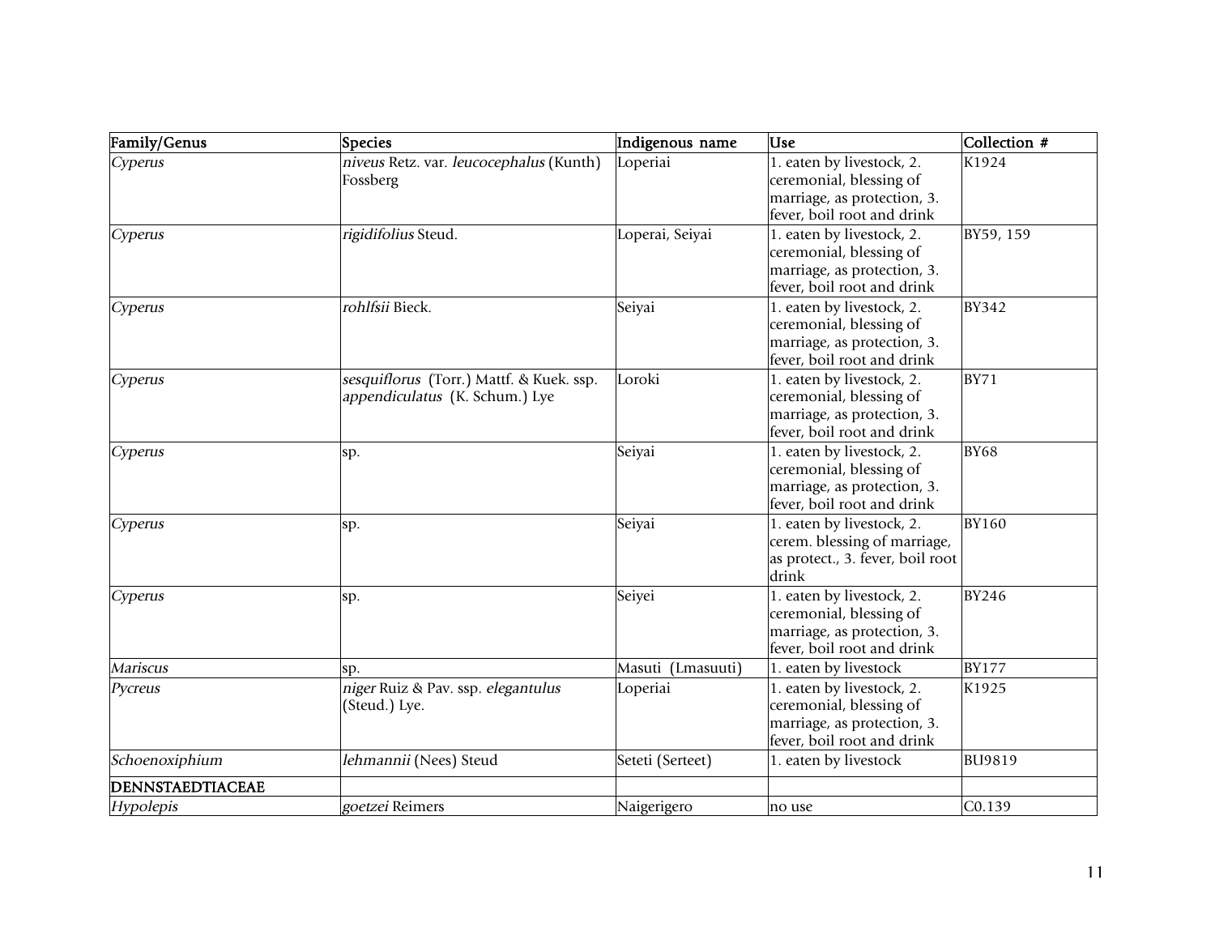| Family/Genus | Species | Indigenous name | Use | Collection # |
| --- | --- | --- | --- | --- |
| *Cyperus* | *niveus* Retz. var. *leucocephalus* (Kunth) Fossberg | Loperiai | 1. eaten by livestock, 2. ceremonial, blessing of marriage, as protection, 3. fever, boil root and drink | K1924 |
| *Cyperus* | *rigidifolius* Steud. | Loperai, Seiyai | 1. eaten by livestock, 2. ceremonial, blessing of marriage, as protection, 3. fever, boil root and drink | BY59, 159 |
| *Cyperus* | *rohlfsii* Bieck. | Seiyai | 1. eaten by livestock, 2. ceremonial, blessing of marriage, as protection, 3. fever, boil root and drink | BY342 |
| *Cyperus* | *sesquiflorus* (Torr.) Mattf. & Kuek. ssp. *appendiculatus* (K. Schum.) Lye | Loroki | 1. eaten by livestock, 2. ceremonial, blessing of marriage, as protection, 3. fever, boil root and drink | BY71 |
| *Cyperus* | sp. | Seiyai | 1. eaten by livestock, 2. ceremonial, blessing of marriage, as protection, 3. fever, boil root and drink | BY68 |
| *Cyperus* | sp. | Seiyai | 1. eaten by livestock, 2. cerem. blessing of marriage, as protect., 3. fever, boil root drink | BY160 |
| *Cyperus* | sp. | Seiyei | 1. eaten by livestock, 2. ceremonial, blessing of marriage, as protection, 3. fever, boil root and drink | BY246 |
| *Mariscus* | sp. | Masuti (Lmasuuti) | 1. eaten by livestock | BY177 |
| *Pycreus* | *niger* Ruiz & Pav. ssp. *elegantulus* (Steud.) Lye. | Loperiai | 1. eaten by livestock, 2. ceremonial, blessing of marriage, as protection, 3. fever, boil root and drink | K1925 |
| *Schoenoxiphium* | *lehmannii* (Nees) Steud | Seteti (Serteet) | 1. eaten by livestock | BU9819 |
| **DENNSTAEDTIACEAE** | | | | |
| *Hypolepis* | *goetzei* Reimers | Naigerigero | no use | C0.139 |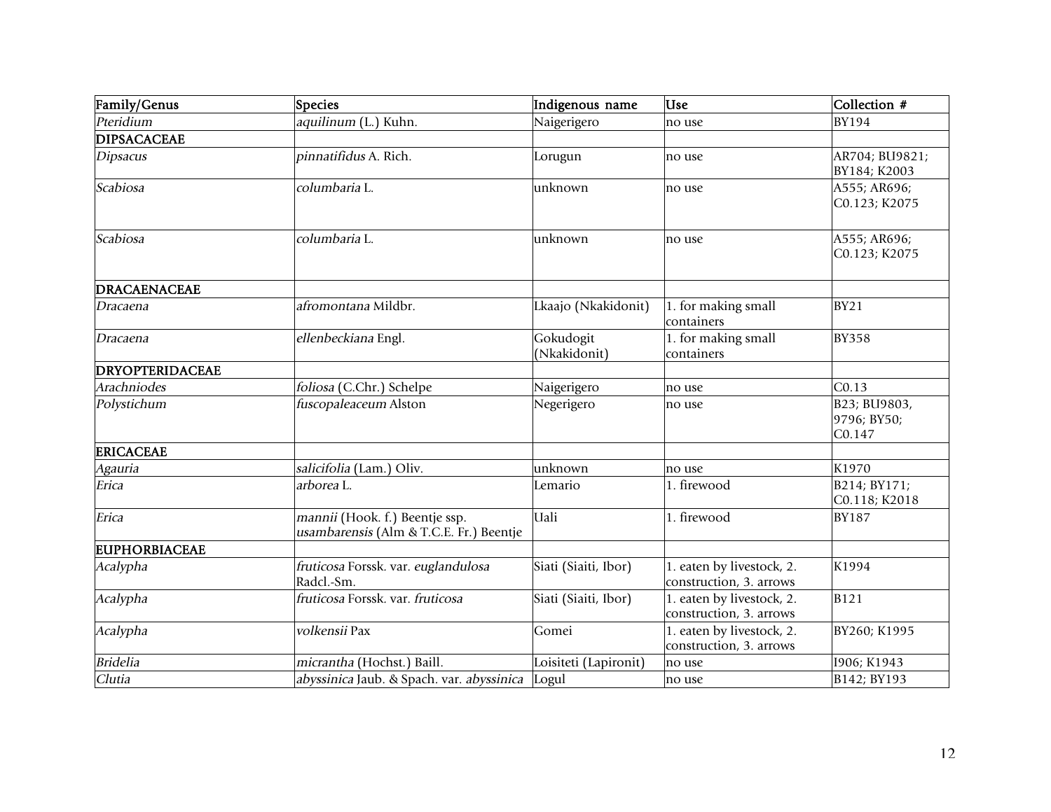| Family/Genus | Species | Indigenous name | Use | Collection # |
|---|---|---|---|---|
| *Pteridium* | *aquilinum* (L.) Kuhn. | Naigerigero | no use | BY194 |
| **DIPSACACEAE** | | | | |
| *Dipsacus* | *pinnatifidus* A. Rich. | Lorugun | no use | AR704; BU9821; BY184; K2003 |
| *Scabiosa* | *columbaria* L. | unknown | no use | A555; AR696; C0.123; K2075 |
| *Scabiosa* | *columbaria* L. | unknown | no use | A555; AR696; C0.123; K2075 |
| **DRACAENACEAE** | | | | |
| *Dracaena* | *afromontana* Mildbr. | Lkaajo (Nkakidonit) | 1. for making small containers | BY21 |
| *Dracaena* | *ellenbeckiana* Engl. | Gokudogit (Nkakidonit) | 1. for making small containers | BY358 |
| **DRYOPTERIDACEAE** | | | | |
| *Arachniodes* | *foliosa* (C.Chr.) Schelpe | Naigerigero | no use | C0.13 |
| *Polystichum* | *fuscopaleaceum* Alston | Negerigero | no use | B23; BU9803, 9796; BY50; C0.147 |
| **ERICACEAE** | | | | |
| *Agauria* | *salicifolia* (Lam.) Oliv. | unknown | no use | K1970 |
| *Erica* | *arborea* L. | Lemario | 1. firewood | B214; BY171; C0.118; K2018 |
| *Erica* | *mannii* (Hook. f.) Beentje ssp. *usambarensis* (Alm & T.C.E. Fr.) Beentje | Uali | 1. firewood | BY187 |
| **EUPHORBIACEAE** | | | | |
| *Acalypha* | *fruticosa* Forssk. var. *euglandulosa* Radcl.-Sm. | Siati (Siaiti, Ibor) | 1. eaten by livestock, 2. construction, 3. arrows | K1994 |
| *Acalypha* | *fruticosa* Forssk. var. *fruticosa* | Siati (Siaiti, Ibor) | 1. eaten by livestock, 2. construction, 3. arrows | B121 |
| *Acalypha* | *volkensii* Pax | Gomei | 1. eaten by livestock, 2. construction, 3. arrows | BY260; K1995 |
| *Bridelia* | *micrantha* (Hochst.) Baill. | Loisiteti (Lapironit) | no use | I906; K1943 |
| *Clutia* | *abyssinica* Jaub. & Spach. var. *abyssinica* | Logul | no use | B142; BY193 |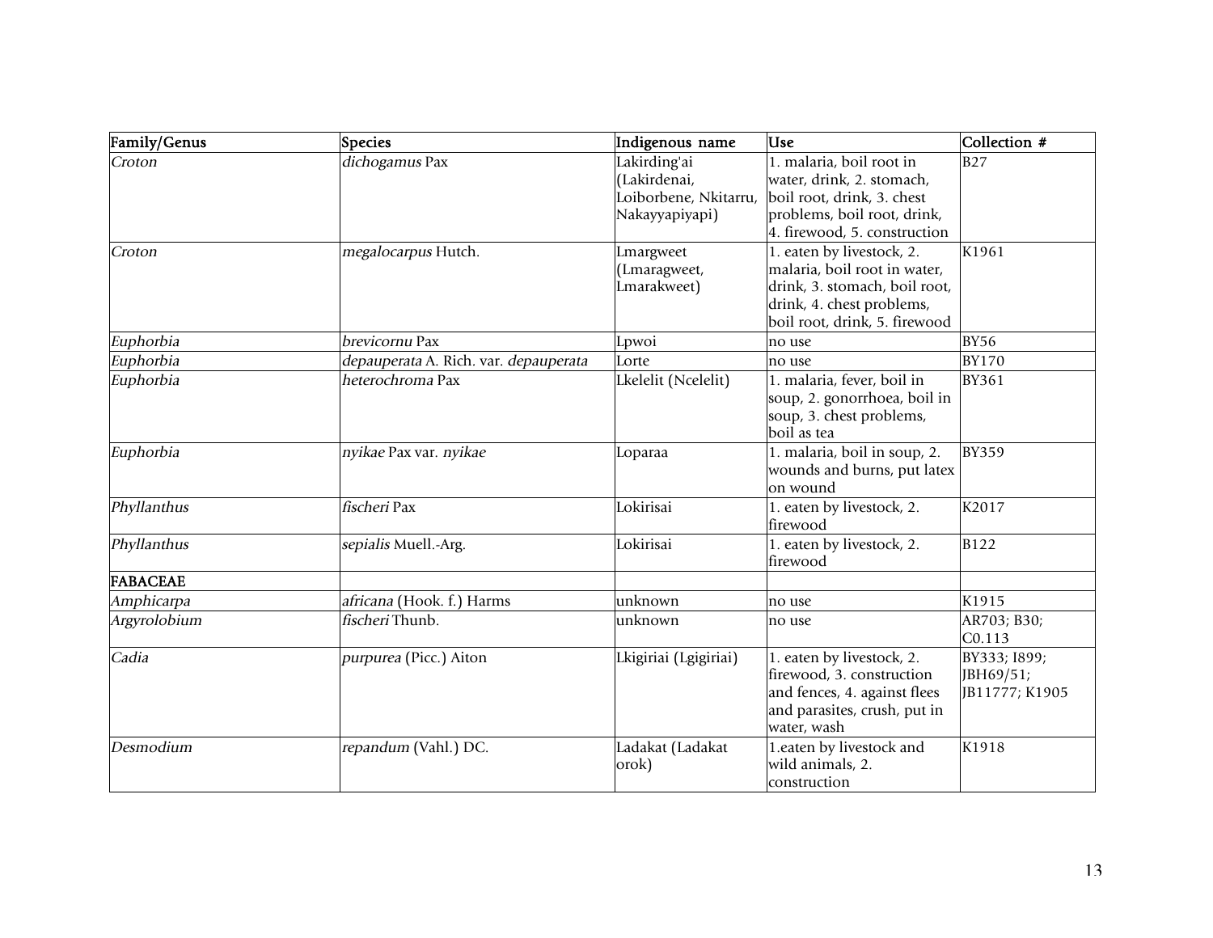| Family/Genus | Species | Indigenous name | Use | Collection # |
|---|---|---|---|---|
| *Croton* | *dichogamus* Pax | Lakirding'ai (Lakirdenai, Loiborbene, Nkitarru, Nakayyapiyapi) | 1. malaria, boil root in water, drink, 2. stomach, boil root, drink, 3. chest problems, boil root, drink, 4. firewood, 5. construction | B27 |
| *Croton* | *megalocarpus* Hutch. | Lmargweet (Lmaragweet, Lmarakweet) | 1. eaten by livestock, 2. malaria, boil root in water, drink, 3. stomach, boil root, drink, 4. chest problems, boil root, drink, 5. firewood | K1961 |
| *Euphorbia* | *brevicornu* Pax | Lpwoi | no use | BY56 |
| *Euphorbia* | *depauperata* A. Rich. var. *depauperata* | Lorte | no use | BY170 |
| *Euphorbia* | *heterochroma* Pax | Lkelelit (Ncelelit) | 1. malaria, fever, boil in soup, 2. gonorrhoea, boil in soup, 3. chest problems, boil as tea | BY361 |
| *Euphorbia* | *nyikae* Pax var. *nyikae* | Loparaa | 1. malaria, boil in soup, 2. wounds and burns, put latex on wound | BY359 |
| *Phyllanthus* | *fischeri* Pax | Lokirisai | 1. eaten by livestock, 2. firewood | K2017 |
| *Phyllanthus* | *sepialis* Muell.-Arg. | Lokirisai | 1. eaten by livestock, 2. firewood | B122 |
| **FABACEAE** | | | | |
| *Amphicarpa* | *africana* (Hook. f.) Harms | unknown | no use | K1915 |
| *Argyrolobium* | *fischeri* Thunb. | unknown | no use | AR703; B30; C0.113 |
| *Cadia* | *purpurea* (Picc.) Aiton | Lkigiriai (Lgigiriai) | 1. eaten by livestock, 2. firewood, 3. construction and fences, 4. against flees and parasites, crush, put in water, wash | BY333; I899; JBH69/51; JB11777; K1905 |
| *Desmodium* | *repandum* (Vahl.) DC. | Ladakat (Ladakat orok) | 1.eaten by livestock and wild animals, 2. construction | K1918 |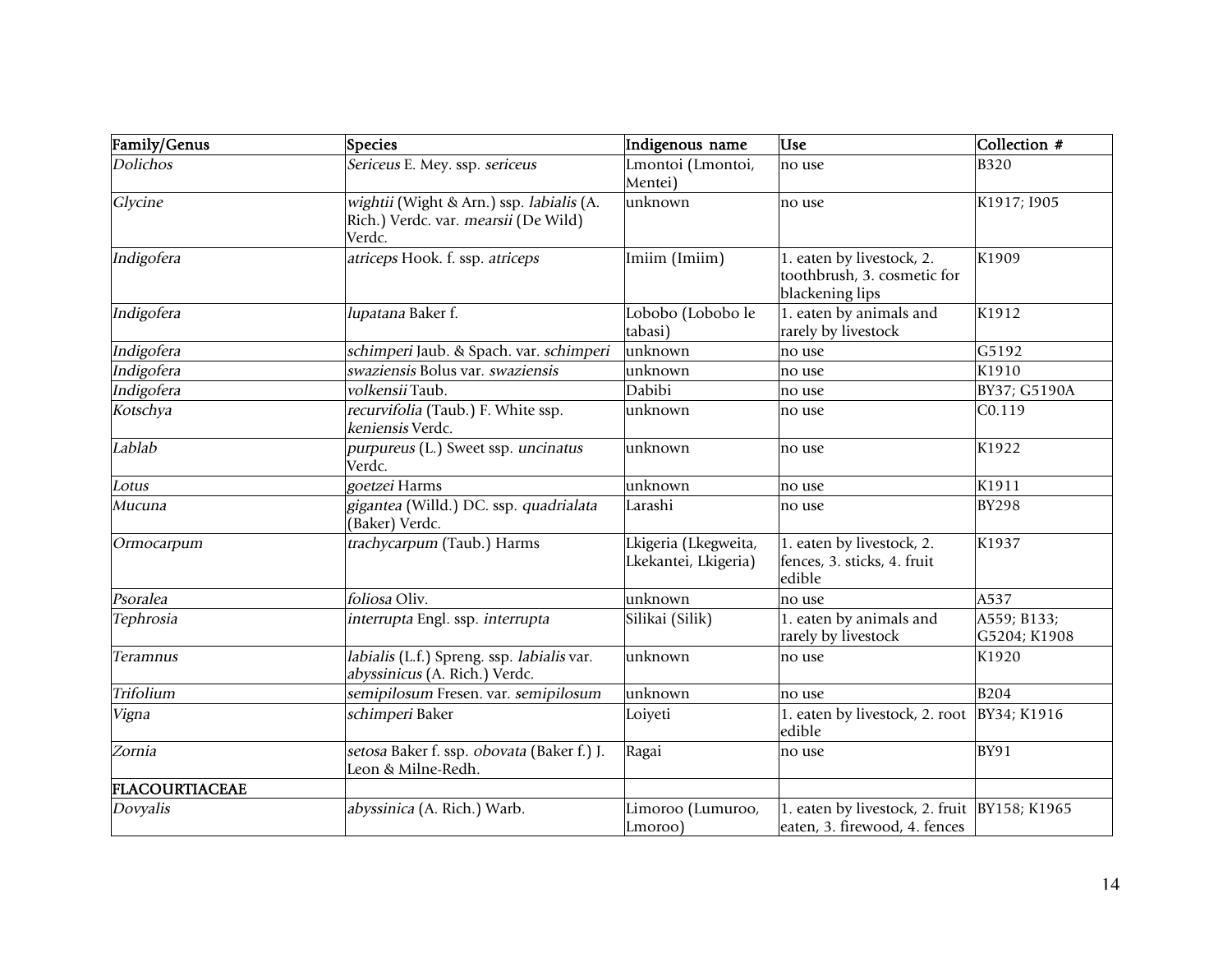| Family/Genus | Species | Indigenous name | Use | Collection # |
|---|---|---|---|---|
| *Dolichos* | *Sericeus* E. Mey. ssp. *sericeus* | Lmontoi (Lmontoi, Mentei) | no use | B320 |
| *Glycine* | *wightii* (Wight & Arn.) ssp. *labialis* (A. Rich.) Verdc. var. *mearsii* (De Wild) Verdc. | unknown | no use | K1917; I905 |
| *Indigofera* | *atriceps* Hook. f. ssp. *atriceps* | Imiim (Imiim) | 1. eaten by livestock, 2. toothbrush, 3. cosmetic for blackening lips | K1909 |
| *Indigofera* | *lupatana* Baker f. | Lobobo (Lobobo le tabasi) | 1. eaten by animals and rarely by livestock | K1912 |
| *Indigofera* | *schimperi* Jaub. & Spach. var. *schimperi* | unknown | no use | G5192 |
| *Indigofera* | *swaziensis* Bolus var. *swaziensis* | unknown | no use | K1910 |
| *Indigofera* | *volkensii* Taub. | Dabibi | no use | BY37; G5190A |
| *Kotschya* | *recurvifolia* (Taub.) F. White ssp. *keniensis* Verdc. | unknown | no use | C0.119 |
| *Lablab* | *purpureus* (L.) Sweet ssp. *uncinatus* Verdc. | unknown | no use | K1922 |
| *Lotus* | *goetzei* Harms | unknown | no use | K1911 |
| *Mucuna* | *gigantea* (Willd.) DC. ssp. *quadrialata* (Baker) Verdc. | Larashi | no use | BY298 |
| *Ormocarpum* | *trachycarpum* (Taub.) Harms | Lkigeria (Lkegweita, Lkekantei, Lkigeria) | 1. eaten by livestock, 2. fences, 3. sticks, 4. fruit edible | K1937 |
| *Psoralea* | *foliosa* Oliv. | unknown | no use | A537 |
| *Tephrosia* | *interrupta* Engl. ssp. *interrupta* | Silikai (Silik) | 1. eaten by animals and rarely by livestock | A559; B133; G5204; K1908 |
| *Teramnus* | *labialis* (L.f.) Spreng. ssp. *labialis* var. *abyssinicus* (A. Rich.) Verdc. | unknown | no use | K1920 |
| *Trifolium* | *semipilosum* Fresen. var. *semipilosum* | unknown | no use | B204 |
| *Vigna* | *schimperi* Baker | Loiyeti | 1. eaten by livestock, 2. root edible | BY34; K1916 |
| *Zornia* | *setosa* Baker f. ssp. *obovata* (Baker f.) J. Leon & Milne-Redh. | Ragai | no use | BY91 |
| **FLACOURTIACEAE** | | | | |
| *Dovyalis* | *abyssinica* (A. Rich.) Warb. | Limoroo (Lumuroo, Lmoroo) | 1. eaten by livestock, 2. fruit eaten, 3. firewood, 4. fences | BY158; K1965 |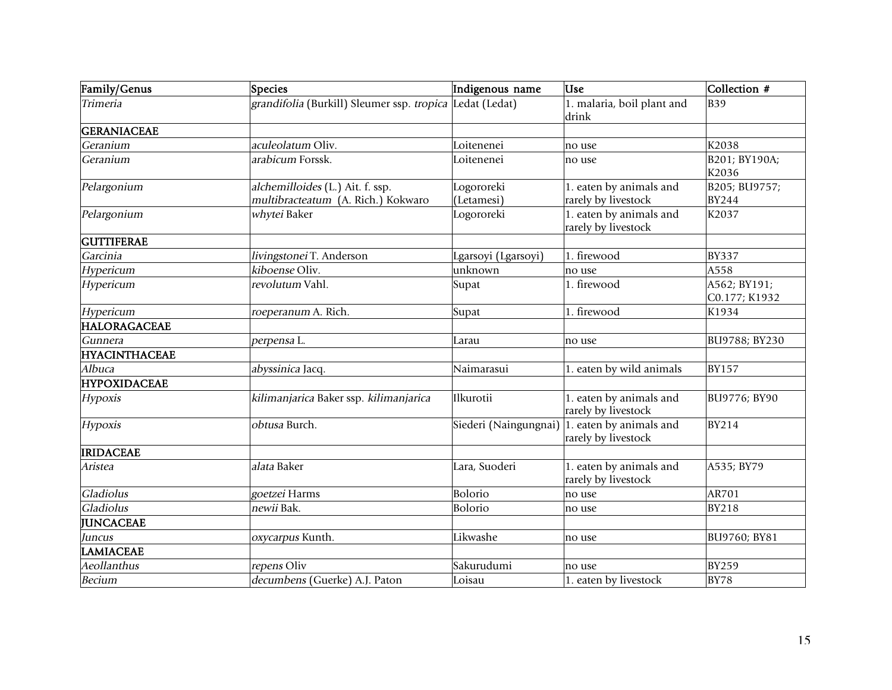| Family/Genus | Species | Indigenous name | Use | Collection # |
|---|---|---|---|---|
| *Trimeria* | *grandifolia* (Burkill) Sleumer ssp. *tropica* | Ledat (Ledat) | 1. malaria, boil plant and drink | B39 |
| **GERANIACEAE** | | | | |
| *Geranium* | *aculeolatum* Oliv. | Loitenenei | no use | K2038 |
| *Geranium* | *arabicum* Forssk. | Loitenenei | no use | B201; BY190A; K2036 |
| *Pelargonium* | *alchemilloides* (L.) Ait. f. ssp. *multibracteatum* (A. Rich.) Kokwaro | Logororeki (Letamesi) | 1. eaten by animals and rarely by livestock | B205; BU9757; BY244 |
| *Pelargonium* | *whytei* Baker | Logororeki | 1. eaten by animals and rarely by livestock | K2037 |
| **GUTTIFERAE** | | | | |
| *Garcinia* | *livingstonei* T. Anderson | Lgarsoyi (Lgarsoyi) | 1. firewood | BY337 |
| *Hypericum* | *kiboense* Oliv. | unknown | no use | A558 |
| *Hypericum* | *revolutum* Vahl. | Supat | 1. firewood | A562; BY191; C0.177; K1932 |
| *Hypericum* | *roeperanum* A. Rich. | Supat | 1. firewood | K1934 |
| **HALORAGACEAE** | | | | |
| *Gunnera* | *perpensa* L. | Larau | no use | BU9788; BY230 |
| **HYACINTHACEAE** | | | | |
| *Albuca* | *abyssinica* Jacq. | Naimarasui | 1. eaten by wild animals | BY157 |
| **HYPOXIDACEAE** | | | | |
| *Hypoxis* | *kilimanjarica* Baker ssp. *kilimanjarica* | Ilkurotii | 1. eaten by animals and rarely by livestock | BU9776; BY90 |
| *Hypoxis* | *obtusa* Burch. | Siederi (Naingungnai) | 1. eaten by animals and rarely by livestock | BY214 |
| **IRIDACEAE** | | | | |
| *Aristea* | *alata* Baker | Lara, Suoderi | 1. eaten by animals and rarely by livestock | A535; BY79 |
| *Gladiolus* | *goetzei* Harms | Bolorio | no use | AR701 |
| *Gladiolus* | *newii* Bak. | Bolorio | no use | BY218 |
| **JUNCACEAE** | | | | |
| *Juncus* | *oxycarpus* Kunth. | Likwashe | no use | BU9760; BY81 |
| **LAMIACEAE** | | | | |
| *Aeollanthus* | *repens* Oliv | Sakurudumi | no use | BY259 |
| *Becium* | *decumbens* (Guerke) A.J. Paton | Loisau | 1. eaten by livestock | BY78 |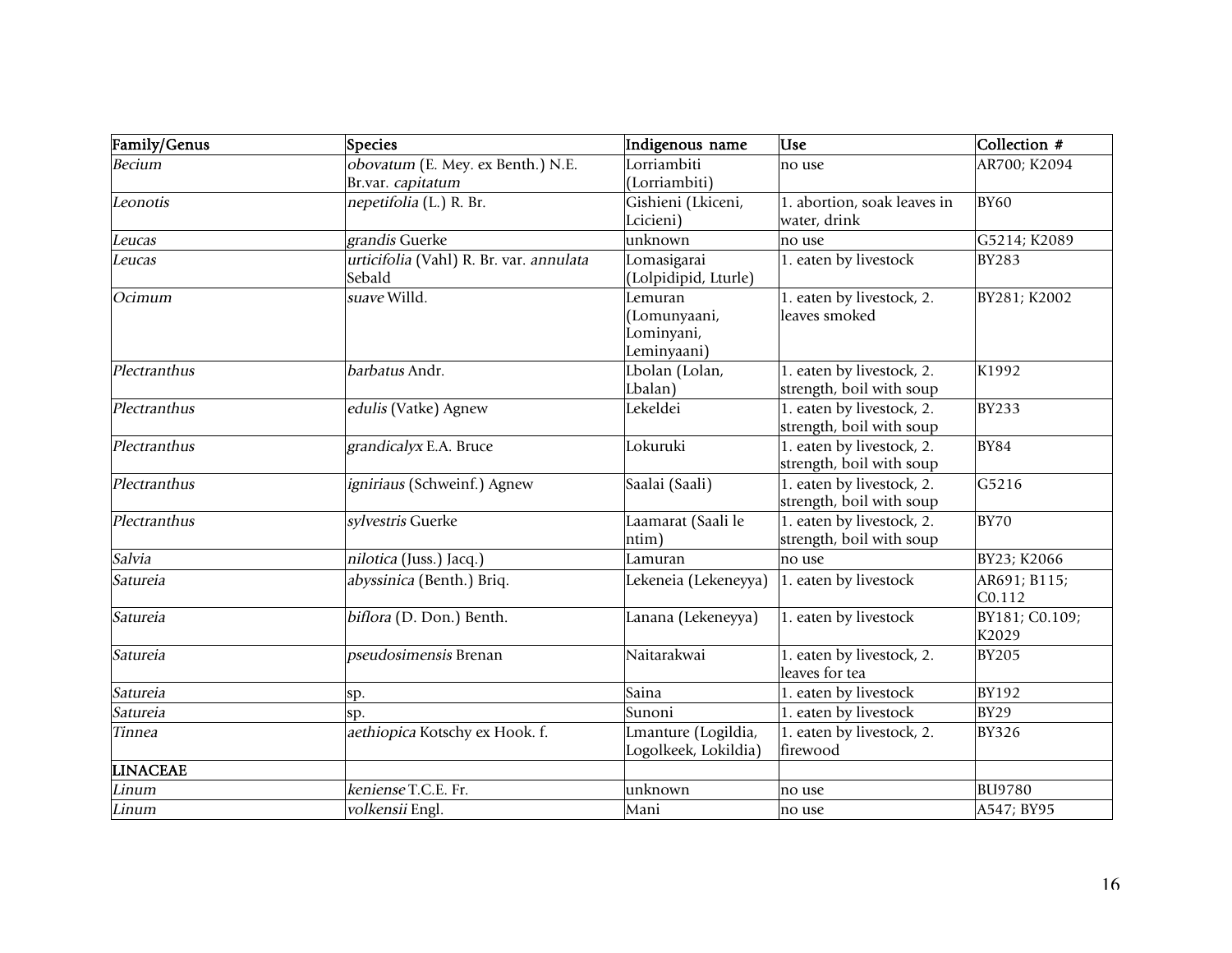| Family/Genus | Species | Indigenous name | Use | Collection # |
|---|---|---|---|---|
| *Becium* | *obovatum* (E. Mey. ex Benth.) N.E. Br.var. *capitatum* | Lorriambiti (Lorriambiti) | no use | AR700; K2094 |
| *Leonotis* | *nepetifolia* (L.) R. Br. | Gishieni (Lkiceni, Lcicieni) | 1. abortion, soak leaves in water, drink | BY60 |
| *Leucas* | *grandis* Guerke | unknown | no use | G5214; K2089 |
| *Leucas* | *urticifolia* (Vahl) R. Br. var. *annulata* Sebald | Lomasigarai (Lolpidipid, Lturle) | 1. eaten by livestock | BY283 |
| *Ocimum* | *suave* Willd. | Lemuran (Lomunyaani, Lominyani, Leminyaani) | 1. eaten by livestock, 2. leaves smoked | BY281; K2002 |
| *Plectranthus* | *barbatus* Andr. | Lbolan (Lolan, Lbalan) | 1. eaten by livestock, 2. strength, boil with soup | K1992 |
| *Plectranthus* | *edulis* (Vatke) Agnew | Lekeldei | 1. eaten by livestock, 2. strength, boil with soup | BY233 |
| *Plectranthus* | *grandicalyx* E.A. Bruce | Lokuruki | 1. eaten by livestock, 2. strength, boil with soup | BY84 |
| *Plectranthus* | *igniriaus* (Schweinf.) Agnew | Saalai (Saali) | 1. eaten by livestock, 2. strength, boil with soup | G5216 |
| *Plectranthus* | *sylvestris* Guerke | Laamarat (Saali le ntim) | 1. eaten by livestock, 2. strength, boil with soup | BY70 |
| *Salvia* | *nilotica* (Juss.) Jacq.) | Lamuran | no use | BY23; K2066 |
| *Satureia* | *abyssinica* (Benth.) Briq. | Lekeneia (Lekeneyya) | 1. eaten by livestock | AR691; B115; C0.112 |
| *Satureia* | *biflora* (D. Don.) Benth. | Lanana (Lekeneyya) | 1. eaten by livestock | BY181; C0.109; K2029 |
| *Satureia* | *pseudosimensis* Brenan | Naitarakwai | 1. eaten by livestock, 2. leaves for tea | BY205 |
| *Satureia* | sp. | Saina | 1. eaten by livestock | BY192 |
| *Satureia* | sp. | Sunoni | 1. eaten by livestock | BY29 |
| *Tinnea* | *aethiopica* Kotschy ex Hook. f. | Lmanture (Logildia, Logolkeek, Lokildia) | 1. eaten by livestock, 2. firewood | BY326 |
| **LINACEAE** | | | | |
| *Linum* | *keniense* T.C.E. Fr. | unknown | no use | BU9780 |
| *Linum* | *volkensii* Engl. | Mani | no use | A547; BY95 |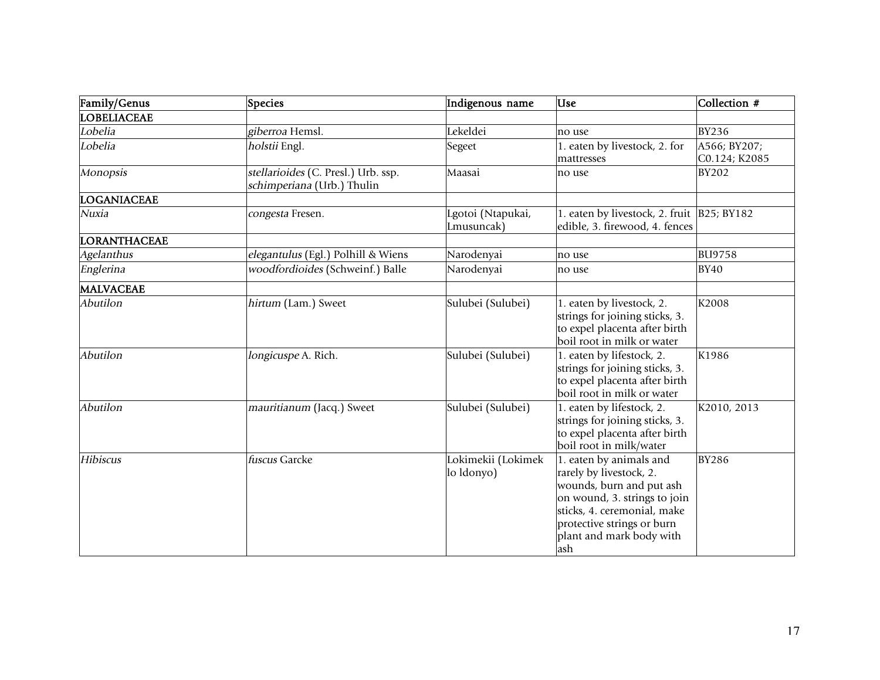| Family/Genus | Species | Indigenous name | Use | Collection # |
|---|---|---|---|---|
| **LOBELIACEAE** | | | | |
| *Lobelia* | *giberroa* Hemsl. | Lekeldei | no use | BY236 |
| *Lobelia* | *holstii* Engl. | Segeet | 1. eaten by livestock, 2. for mattresses | A566; BY207; C0.124; K2085 |
| *Monopsis* | *stellarioides* (C. Presl.) Urb. ssp. *schimperiana* (Urb.) Thulin | Maasai | no use | BY202 |
| **LOGANIACEAE** | | | | |
| *Nuxia* | *congesta* Fresen. | Lgotoi (Ntapukai, Lmusuncak) | 1. eaten by livestock, 2. fruit edible, 3. firewood, 4. fences | B25; BY182 |
| **LORANTHACEAE** | | | | |
| *Agelanthus* | *elegantulus* (Egl.) Polhill & Wiens | Narodenyai | no use | BU9758 |
| *Englerina* | *woodfordioides* (Schweinf.) Balle | Narodenyai | no use | BY40 |
| **MALVACEAE** | | | | |
| *Abutilon* | *hirtum* (Lam.) Sweet | Sulubei (Sulubei) | 1. eaten by livestock, 2. strings for joining sticks, 3. to expel placenta after birth boil root in milk or water | K2008 |
| *Abutilon* | *longicuspe* A. Rich. | Sulubei (Sulubei) | 1. eaten by lifestock, 2. strings for joining sticks, 3. to expel placenta after birth boil root in milk or water | K1986 |
| *Abutilon* | *mauritianum* (Jacq.) Sweet | Sulubei (Sulubei) | 1. eaten by lifestock, 2. strings for joining sticks, 3. to expel placenta after birth boil root in milk/water | K2010, 2013 |
| *Hibiscus* | *fuscus* Garcke | Lokimekii (Lokimek lo ldonyo) | 1. eaten by animals and rarely by livestock, 2. wounds, burn and put ash on wound, 3. strings to join sticks, 4. ceremonial, make protective strings or burn plant and mark body with ash | BY286 |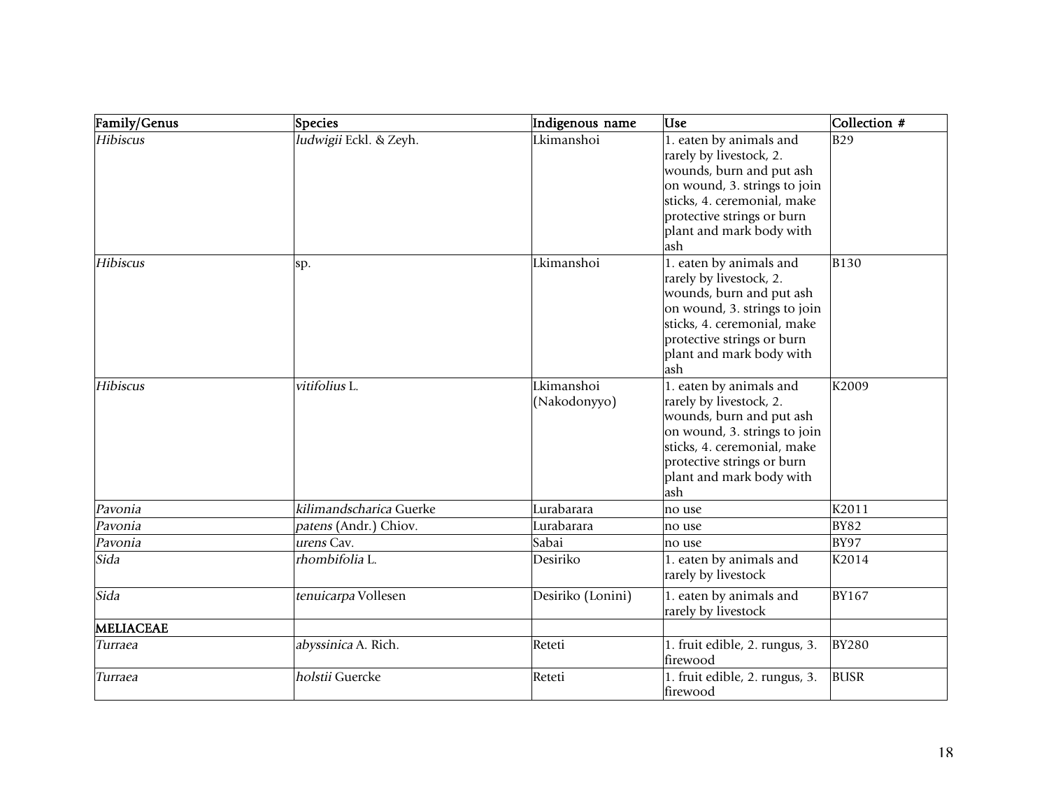| Family/Genus | Species | Indigenous name | Use | Collection # |
|---|---|---|---|---|
| *Hibiscus* | *ludwigii* Eckl. & Zeyh. | Lkimanshoi | 1. eaten by animals and rarely by livestock, 2. wounds, burn and put ash on wound, 3. strings to join sticks, 4. ceremonial, make protective strings or burn plant and mark body with ash | B29 |
| *Hibiscus* | sp. | Lkimanshoi | 1. eaten by animals and rarely by livestock, 2. wounds, burn and put ash on wound, 3. strings to join sticks, 4. ceremonial, make protective strings or burn plant and mark body with ash | B130 |
| *Hibiscus* | *vitifolius* L. | Lkimanshoi (Nakodonyyo) | 1. eaten by animals and rarely by livestock, 2. wounds, burn and put ash on wound, 3. strings to join sticks, 4. ceremonial, make protective strings or burn plant and mark body with ash | K2009 |
| *Pavonia* | *kilimandscharica* Guerke | Lurabarara | no use | K2011 |
| *Pavonia* | *patens* (Andr.) Chiov. | Lurabarara | no use | BY82 |
| *Pavonia* | *urens* Cav. | Sabai | no use | BY97 |
| *Sida* | *rhombifolia* L. | Desiriko | 1. eaten by animals and rarely by livestock | K2014 |
| *Sida* | *tenuicarpa* Vollesen | Desiriko (Lonini) | 1. eaten by animals and rarely by livestock | BY167 |
| **MELIACEAE** | | | | |
| *Turraea* | *abyssinica* A. Rich. | Reteti | 1. fruit edible, 2. rungus, 3. firewood | BY280 |
| *Turraea* | *holstii* Guercke | Reteti | 1. fruit edible, 2. rungus, 3. firewood | BUSR |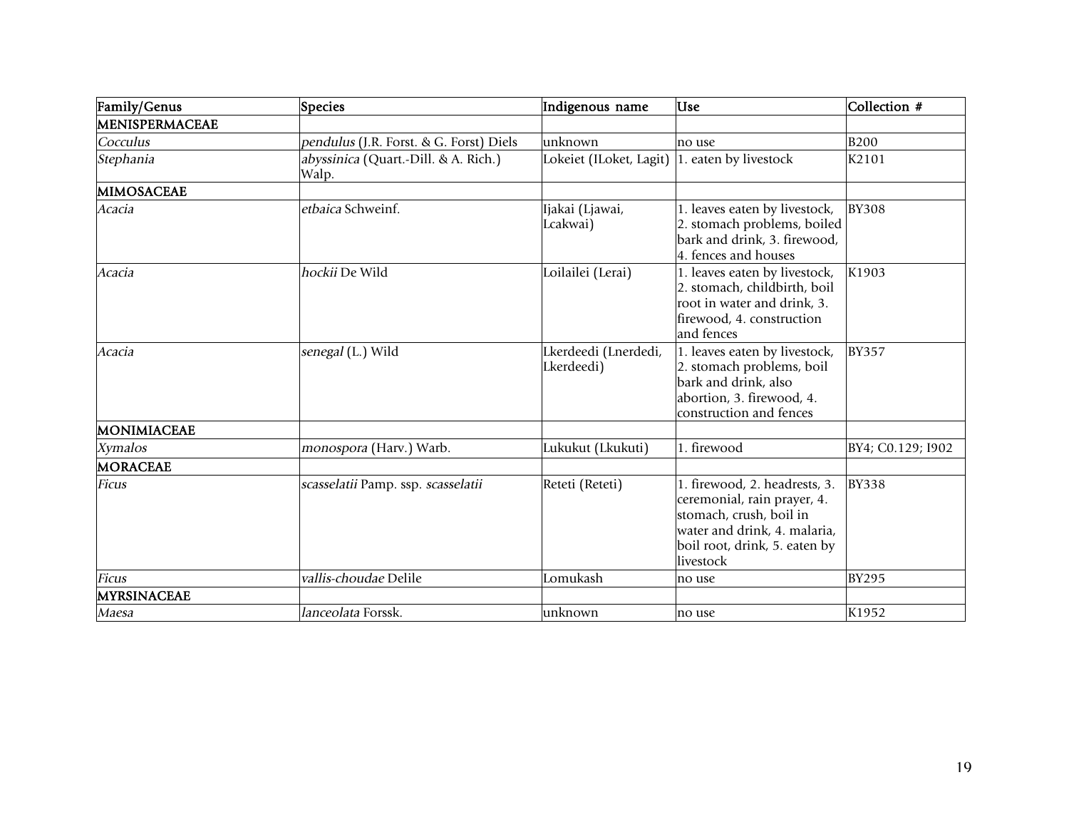| Family/Genus | Species | Indigenous name | Use | Collection # |
|---|---|---|---|---|
| **MENISPERMACEAE** | | | | |
| *Cocculus* | *pendulus* (J.R. Forst. & G. Forst) Diels | unknown | no use | B200 |
| *Stephania* | *abyssinica* (Quart.-Dill. & A. Rich.) Walp. | Lokeiet (ILoket, Lagit) | 1. eaten by livestock | K2101 |
| **MIMOSACEAE** | | | | |
| *Acacia* | *etbaica* Schweinf. | Ijakai (Ljawai, Lcakwai) | 1. leaves eaten by livestock, 2. stomach problems, boiled bark and drink, 3. firewood, 4. fences and houses | BY308 |
| *Acacia* | *hockii* De Wild | Loilailei (Lerai) | 1. leaves eaten by livestock, 2. stomach, childbirth, boil root in water and drink, 3. firewood, 4. construction and fences | K1903 |
| *Acacia* | *senegal* (L.) Wild | Lkerdeedi (Lnerdedi, Lkerdeedi) | 1. leaves eaten by livestock, 2. stomach problems, boil bark and drink, also abortion, 3. firewood, 4. construction and fences | BY357 |
| **MONIMIACEAE** | | | | |
| *Xymalos* | *monospora* (Harv.) Warb. | Lukukut (Lkukuti) | 1. firewood | BY4; C0.129; I902 |
| **MORACEAE** | | | | |
| *Ficus* | *scasselatii* Pamp. ssp. *scasselatii* | Reteti (Reteti) | 1. firewood, 2. headrests, 3. ceremonial, rain prayer, 4. stomach, crush, boil in water and drink, 4. malaria, boil root, drink, 5. eaten by livestock | BY338 |
| *Ficus* | *vallis-choudae* Delile | Lomukash | no use | BY295 |
| **MYRSINACEAE** | | | | |
| *Maesa* | *lanceolata* Forssk. | unknown | no use | K1952 |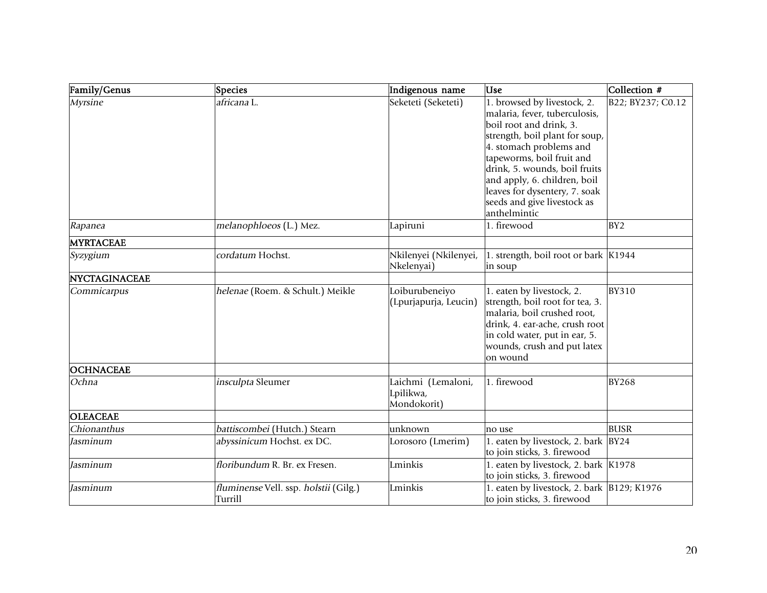| Family/Genus | Species | Indigenous name | Use | Collection # |
|---|---|---|---|---|
| *Myrsine* | *africana* L. | Seketeti (Seketeti) | 1. browsed by livestock, 2. malaria, fever, tuberculosis, boil root and drink, 3. strength, boil plant for soup, 4. stomach problems and tapeworms, boil fruit and drink, 5. wounds, boil fruits and apply, 6. children, boil leaves for dysentery, 7. soak seeds and give livestock as anthelmintic | B22; BY237; C0.12 |
| *Rapanea* | *melanophloeos* (L.) Mez. | Lapiruni | 1. firewood | BY2 |
| **MYRTACEAE** | | | | |
| *Syzygium* | *cordatum* Hochst. | Nkilenyei (Nkilenyei, Nkelenyai) | 1. strength, boil root or bark in soup | K1944 |
| **NYCTAGINACEAE** | | | | |
| *Commicarpus* | *helenae* (Roem. & Schult.) Meikle | Loiburubeneiyo (Lpurjapurja, Leucin) | 1. eaten by livestock, 2. strength, boil root for tea, 3. malaria, boil crushed root, drink, 4. ear-ache, crush root in cold water, put in ear, 5. wounds, crush and put latex on wound | BY310 |
| **OCHNACEAE** | | | | |
| *Ochna* | *insculpta* Sleumer | Laichmi (Lemaloni, Lpilikwa, Mondokorit) | 1. firewood | BY268 |
| **OLEACEAE** | | | | |
| *Chionanthus* | *battiscombei* (Hutch.) Stearn | unknown | no use | BUSR |
| *Jasminum* | *abyssinicum* Hochst. ex DC. | Lorosoro (Lmerim) | 1. eaten by livestock, 2. bark to join sticks, 3. firewood | BY24 |
| *Jasminum* | *floribundum* R. Br. ex Fresen. | Lminkis | 1. eaten by livestock, 2. bark to join sticks, 3. firewood | K1978 |
| *Jasminum* | *fluminense* Vell. ssp. *holstii* (Gilg.) Turrill | Lminkis | 1. eaten by livestock, 2. bark to join sticks, 3. firewood | B129; K1976 |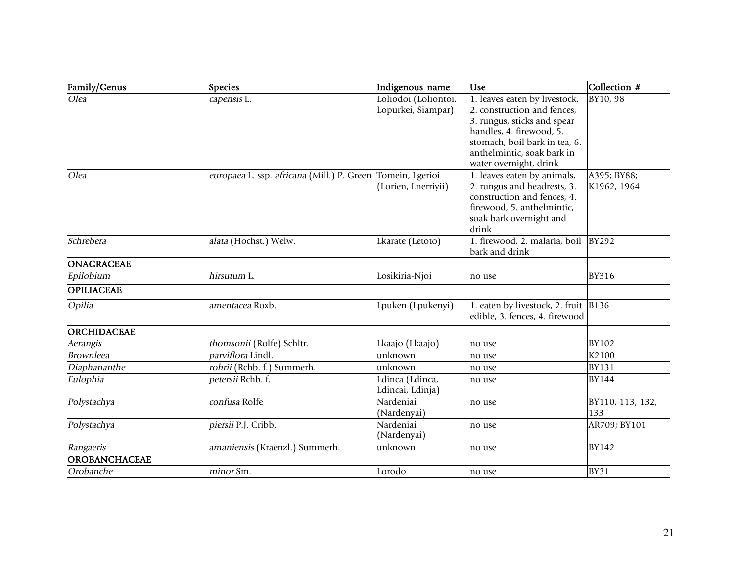| Family/Genus | Species | Indigenous name | Use | Collection # |
|---|---|---|---|---|
| *Olea* | *capensis* L. | Loliodoi (Loliontoi, Lopurkei, Siampar) | 1. leaves eaten by livestock, 2. construction and fences, 3. rungus, sticks and spear handles, 4. firewood, 5. stomach, boil bark in tea, 6. anthelmintic, soak bark in water overnight, drink | BY10, 98 |
| *Olea* | *europaea* L. ssp. *africana* (Mill.) P. Green | Tomein, Lgerioi (Lorien, Lnerriyii) | 1. leaves eaten by animals, 2. rungus and headrests, 3. construction and fences, 4. firewood, 5. anthelmintic, soak bark overnight and drink | A395; BY88; K1962, 1964 |
| *Schrebera* | *alata* (Hochst.) Welw. | Lkarate (Letoto) | 1. firewood, 2. malaria, boil bark and drink | BY292 |
| **ONAGRACEAE** | | | | |
| *Epilobium* | *hirsutum* L. | Losikiria-Njoi | no use | BY316 |
| **OPILIACEAE** | | | | |
| *Opilia* | *amentacea* Roxb. | Lpuken (Lpukenyi) | 1. eaten by livestock, 2. fruit edible, 3. fences, 4. firewood | B136 |
| **ORCHIDACEAE** | | | | |
| *Aerangis* | *thomsonii* (Rolfe) Schltr. | Lkaajo (Lkaajo) | no use | BY102 |
| *Brownleea* | *parviflora* Lindl. | unknown | no use | K2100 |
| *Diaphananthe* | *rohrii* (Rchb. f.) Summerh. | unknown | no use | BY131 |
| *Eulophia* | *petersii* Rchb. f. | Ldinca (Ldinca, Ldincai, Ldinja) | no use | BY144 |
| *Polystachya* | *confusa* Rolfe | Nardeniai (Nardenyai) | no use | BY110, 113, 132, 133 |
| *Polystachya* | *piersii* P.J. Cribb. | Nardeniai (Nardenyai) | no use | AR709; BY101 |
| *Rangaeris* | *amaniensis* (Kraenzl.) Summerh. | unknown | no use | BY142 |
| **OROBANCHACEAE** | | | | |
| *Orobanche* | *minor* Sm. | Lorodo | no use | BY31 |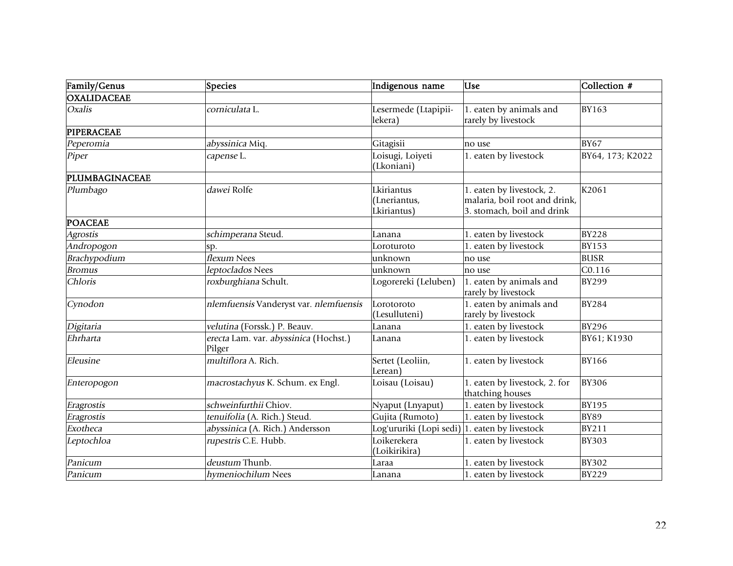| Family/Genus | Species | Indigenous name | Use | Collection # |
|---|---|---|---|---|
| **OXALIDACEAE** | | | | |
| *Oxalis* | *corniculata* L. | Lesermede (Ltapipii-lekera) | 1. eaten by animals and rarely by livestock | BY163 |
| **PIPERACEAE** | | | | |
| *Peperomia* | *abyssinica* Miq. | Gitagisii | no use | BY67 |
| *Piper* | *capense* L. | Loisugi, Loiyeti (Lkoniani) | 1. eaten by livestock | BY64, 173; K2022 |
| **PLUMBAGINACEAE** | | | | |
| *Plumbago* | *dawei* Rolfe | Lkiriantus (Lneriantus, Lkiriantus) | 1. eaten by livestock, 2. malaria, boil root and drink, 3. stomach, boil and drink | K2061 |
| **POACEAE** | | | | |
| *Agrostis* | *schimperana* Steud. | Lanana | 1. eaten by livestock | BY228 |
| *Andropogon* | sp. | Loroturoto | 1. eaten by livestock | BY153 |
| *Brachypodium* | *flexum* Nees | unknown | no use | BUSR |
| *Bromus* | *leptoclados* Nees | unknown | no use | C0.116 |
| *Chloris* | *roxburghiana* Schult. | Logorereki (Leluben) | 1. eaten by animals and rarely by livestock | BY299 |
| *Cynodon* | *nlemfuensis* Vanderyst var. *nlemfuensis* | Lorotoroto (Lesulluteni) | 1. eaten by animals and rarely by livestock | BY284 |
| *Digitaria* | *velutina* (Forssk.) P. Beauv. | Lanana | 1. eaten by livestock | BY296 |
| *Ehrharta* | *erecta* Lam. var. *abyssinica* (Hochst.) Pilger | Lanana | 1. eaten by livestock | BY61; K1930 |
| *Eleusine* | *multiflora* A. Rich. | Sertet (Leoliin, Lerean) | 1. eaten by livestock | BY166 |
| *Enteropogon* | *macrostachyus* K. Schum. ex Engl. | Loisau (Loisau) | 1. eaten by livestock, 2. for thatching houses | BY306 |
| *Eragrostis* | *schweinfurthii* Chiov. | Nyaput (Lnyaput) | 1. eaten by livestock | BY195 |
| *Eragrostis* | *tenuifolia* (A. Rich.) Steud. | Gujita (Rumoto) | 1. eaten by livestock | BY89 |
| *Exotheca* | *abyssinica* (A. Rich.) Andersson | Log'ururiki (Lopi sedi) | 1. eaten by livestock | BY211 |
| *Leptochloa* | *rupestris* C.E. Hubb. | Loikerekera (Loikirikira) | 1. eaten by livestock | BY303 |
| *Panicum* | *deustum* Thunb. | Laraa | 1. eaten by livestock | BY302 |
| *Panicum* | *hymeniochilum* Nees | Lanana | 1. eaten by livestock | BY229 |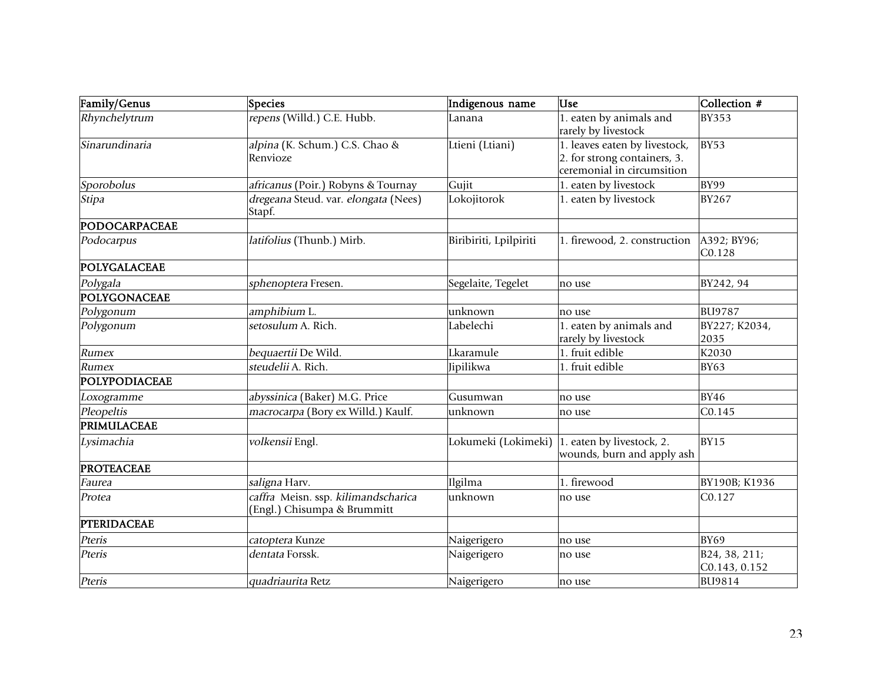| Family/Genus | Species | Indigenous name | Use | Collection # |
|---|---|---|---|---|
| *Rhynchelytrum* | *repens* (Willd.) C.E. Hubb. | Lanana | 1. eaten by animals and rarely by livestock | BY353 |
| *Sinarundinaria* | *alpina* (K. Schum.) C.S. Chao & Renvioze | Ltieni (Ltiani) | 1. leaves eaten by livestock, 2. for strong containers, 3. ceremonial in circumsition | BY53 |
| *Sporobolus* | *africanus* (Poir.) Robyns & Tournay | Gujit | 1. eaten by livestock | BY99 |
| *Stipa* | *dregeana* Steud. var. *elongata* (Nees) Stapf. | Lokojitorok | 1. eaten by livestock | BY267 |
| **PODOCARPACEAE** | | | | |
| *Podocarpus* | *latifolius* (Thunb.) Mirb. | Biribiriti, Lpilpiriti | 1. firewood, 2. construction | A392; BY96; C0.128 |
| **POLYGALACEAE** | | | | |
| *Polygala* | *sphenoptera* Fresen. | Segelaite, Tegelet | no use | BY242, 94 |
| **POLYGONACEAE** | | | | |
| *Polygonum* | *amphibium* L. | unknown | no use | BU9787 |
| *Polygonum* | *setosulum* A. Rich. | Labelechi | 1. eaten by animals and rarely by livestock | BY227; K2034, 2035 |
| *Rumex* | *bequaertii* De Wild. | Lkaramule | 1. fruit edible | K2030 |
| *Rumex* | *steudelii* A. Rich. | Jipilikwa | 1. fruit edible | BY63 |
| **POLYPODIACEAE** | | | | |
| *Loxogramme* | *abyssinica* (Baker) M.G. Price | Gusumwan | no use | BY46 |
| *Pleopeltis* | *macrocarpa* (Bory ex Willd.) Kaulf. | unknown | no use | C0.145 |
| **PRIMULACEAE** | | | | |
| *Lysimachia* | *volkensii* Engl. | Lokumeki (Lokimeki) | 1. eaten by livestock, 2. wounds, burn and apply ash | BY15 |
| **PROTEACEAE** | | | | |
| *Faurea* | *saligna* Harv. | Ilgilma | 1. firewood | BY190B; K1936 |
| *Protea* | *caffra* Meisn. ssp. *kilimandscharica* (Engl.) Chisumpa & Brummitt | unknown | no use | C0.127 |
| **PTERIDACEAE** | | | | |
| *Pteris* | *catoptera* Kunze | Naigerigero | no use | BY69 |
| *Pteris* | *dentata* Forssk. | Naigerigero | no use | B24, 38, 211; C0.143, 0.152 |
| *Pteris* | *quadriaurita* Retz | Naigerigero | no use | BU9814 |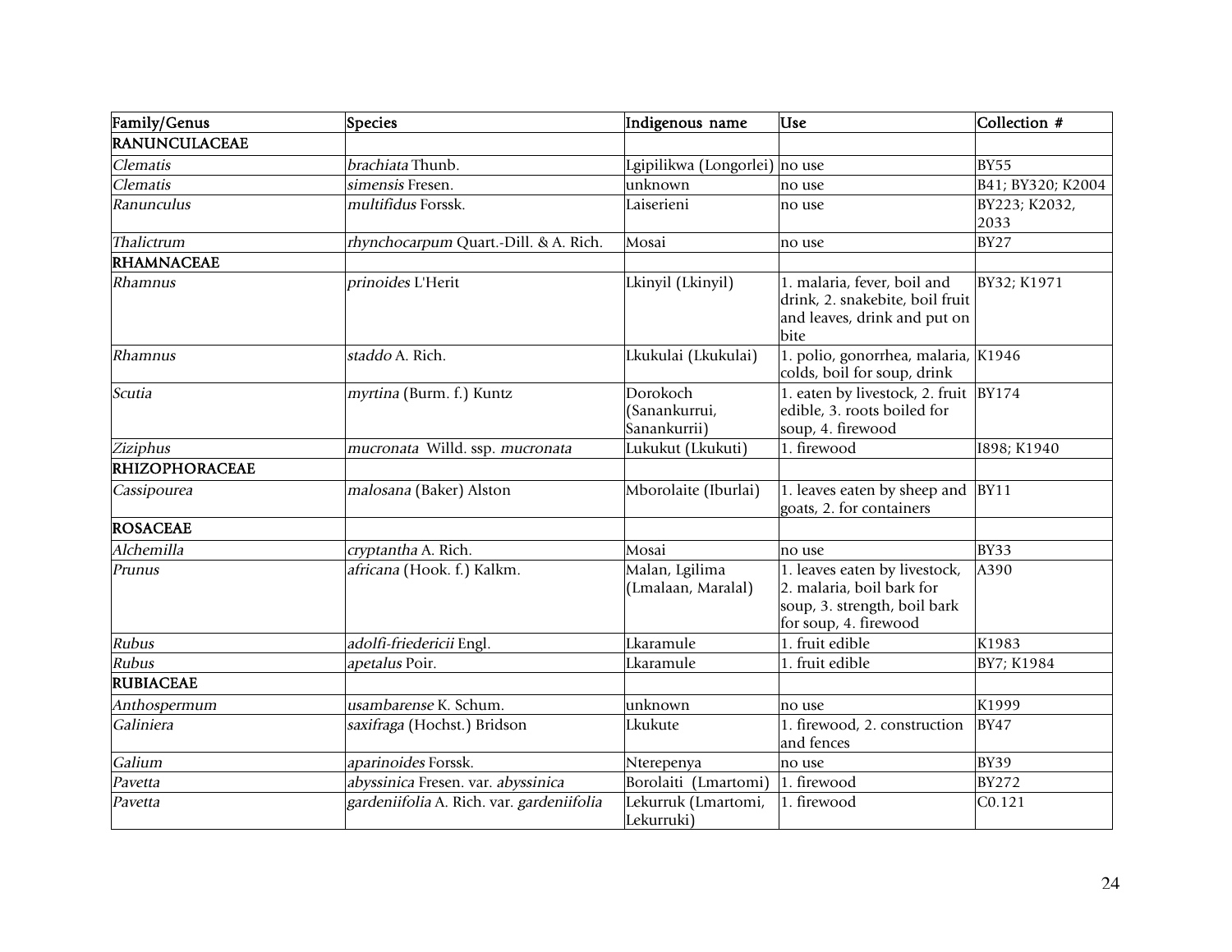| Family/Genus | Species | Indigenous name | Use | Collection # |
|---|---|---|---|---|
| **RANUNCULACEAE** | | | | |
| *Clematis* | *brachiata* Thunb. | Lgipilikwa (Longorlei) | no use | BY55 |
| *Clematis* | *simensis* Fresen. | unknown | no use | B41; BY320; K2004 |
| *Ranunculus* | *multifidus* Forssk. | Laiserieni | no use | BY223; K2032, 2033 |
| *Thalictrum* | *rhynchocarpum* Quart.-Dill. & A. Rich. | Mosai | no use | BY27 |
| **RHAMNACEAE** | | | | |
| *Rhamnus* | *prinoides* L'Herit | Lkinyil (Lkinyil) | 1. malaria, fever, boil and drink, 2. snakebite, boil fruit and leaves, drink and put on bite | BY32; K1971 |
| *Rhamnus* | *staddo* A. Rich. | Lkukulai (Lkukulai) | 1. polio, gonorrhea, malaria, colds, boil for soup, drink | K1946 |
| *Scutia* | *myrtina* (Burm. f.) Kuntz | Dorokoch (Sanankurrui, Sanankurrii) | 1. eaten by livestock, 2. fruit edible, 3. roots boiled for soup, 4. firewood | BY174 |
| *Ziziphus* | *mucronata* Willd. ssp. *mucronata* | Lukukut (Lkukuti) | 1. firewood | I898; K1940 |
| **RHIZOPHORACEAE** | | | | |
| *Cassipourea* | *malosana* (Baker) Alston | Mborolaite (Iburlai) | 1. leaves eaten by sheep and goats, 2. for containers | BY11 |
| **ROSACEAE** | | | | |
| *Alchemilla* | *cryptantha* A. Rich. | Mosai | no use | BY33 |
| *Prunus* | *africana* (Hook. f.) Kalkm. | Malan, Lgilima (Lmalaan, Maralal) | 1. leaves eaten by livestock, 2. malaria, boil bark for soup, 3. strength, boil bark for soup, 4. firewood | A390 |
| *Rubus* | *adolfi-friedericii* Engl. | Lkaramule | 1. fruit edible | K1983 |
| *Rubus* | *apetalus* Poir. | Lkaramule | 1. fruit edible | BY7; K1984 |
| **RUBIACEAE** | | | | |
| *Anthospermum* | *usambarense* K. Schum. | unknown | no use | K1999 |
| *Galiniera* | *saxifraga* (Hochst.) Bridson | Lkukute | 1. firewood, 2. construction and fences | BY47 |
| *Galium* | *aparinoides* Forssk. | Nterepenya | no use | BY39 |
| *Pavetta* | *abyssinica* Fresen. var. *abyssinica* | Borolaiti (Lmartomi) | 1. firewood | BY272 |
| *Pavetta* | *gardeniifolia* A. Rich. var. *gardeniifolia* | Lekurruk (Lmartomi, Lekurruki) | 1. firewood | C0.121 |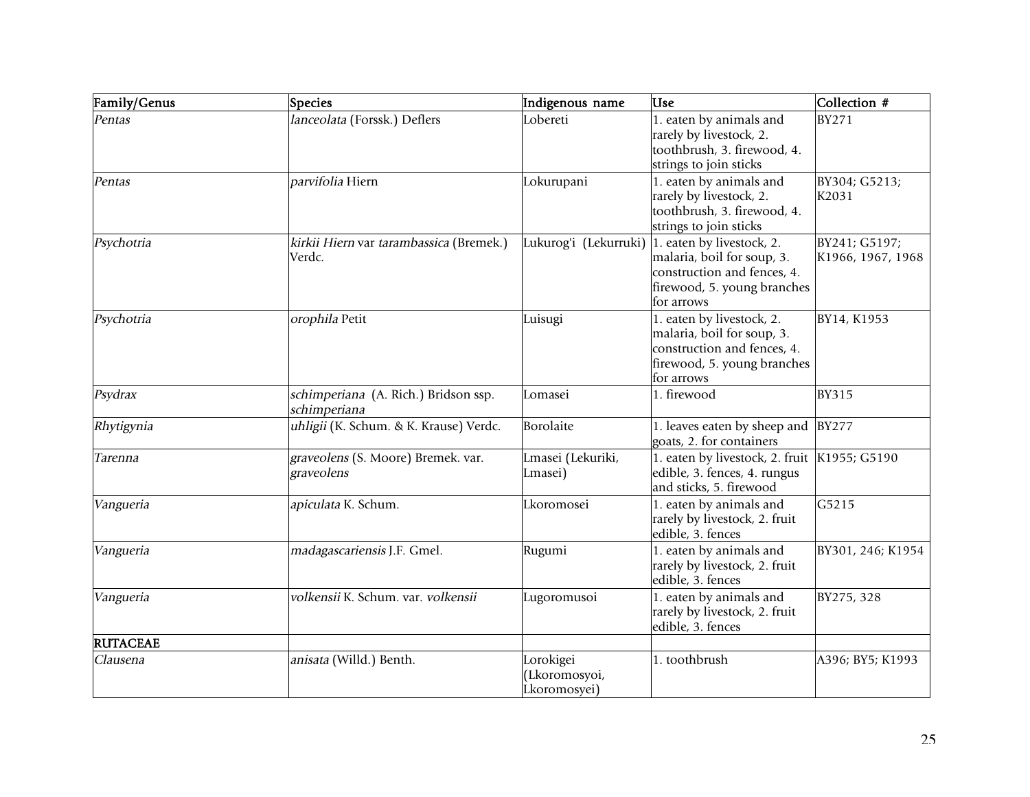| Family/Genus | Species | Indigenous name | Use | Collection # |
|---|---|---|---|---|
| *Pentas* | *lanceolata* (Forssk.) Deflers | Lobereti | 1. eaten by animals and rarely by livestock, 2. toothbrush, 3. firewood, 4. strings to join sticks | BY271 |
| *Pentas* | *parvifolia* Hiern | Lokurupani | 1. eaten by animals and rarely by livestock, 2. toothbrush, 3. firewood, 4. strings to join sticks | BY304; G5213; K2031 |
| *Psychotria* | *kirkii Hiern* var *tarambassica* (Bremek.) Verdc. | Lukurog'i (Lekurruki) | 1. eaten by livestock, 2. malaria, boil for soup, 3. construction and fences, 4. firewood, 5. young branches for arrows | BY241; G5197; K1966, 1967, 1968 |
| *Psychotria* | *orophila* Petit | Luisugi | 1. eaten by livestock, 2. malaria, boil for soup, 3. construction and fences, 4. firewood, 5. young branches for arrows | BY14, K1953 |
| *Psydrax* | *schimperiana* (A. Rich.) Bridson ssp. *schimperiana* | Lomasei | 1. firewood | BY315 |
| *Rhytigynia* | *uhligii* (K. Schum. & K. Krause) Verdc. | Borolaite | 1. leaves eaten by sheep and goats, 2. for containers | BY277 |
| *Tarenna* | *graveolens* (S. Moore) Bremek. var. *graveolens* | Lmasei (Lekuriki, Lmasei) | 1. eaten by livestock, 2. fruit edible, 3. fences, 4. rungus and sticks, 5. firewood | K1955; G5190 |
| *Vangueria* | *apiculata* K. Schum. | Lkoromosei | 1. eaten by animals and rarely by livestock, 2. fruit edible, 3. fences | G5215 |
| *Vangueria* | *madagascariensis* J.F. Gmel. | Rugumi | 1. eaten by animals and rarely by livestock, 2. fruit edible, 3. fences | BY301, 246; K1954 |
| *Vangueria* | *volkensii* K. Schum. var. *volkensii* | Lugoromusoi | 1. eaten by animals and rarely by livestock, 2. fruit edible, 3. fences | BY275, 328 |
| **RUTACEAE** | | | | |
| *Clausena* | *anisata* (Willd.) Benth. | Lorokigei (Lkoromosyoi, Lkoromosyei) | 1. toothbrush | A396; BY5; K1993 |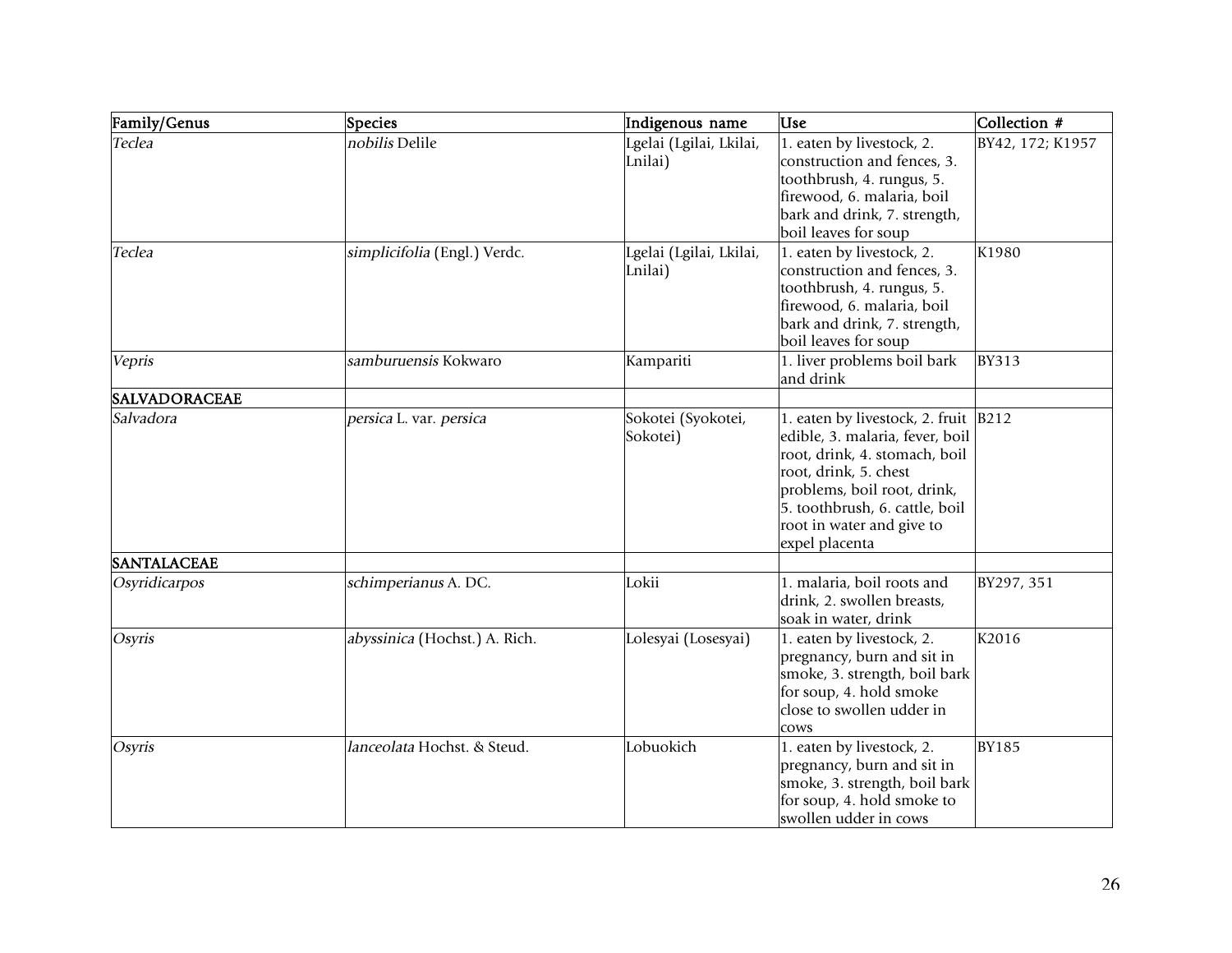| Family/Genus | Species | Indigenous name | Use | Collection # |
|---|---|---|---|---|
| *Teclea* | *nobilis* Delile | Lgelai (Lgilai, Lkilai, Lnilai) | 1. eaten by livestock, 2. construction and fences, 3. toothbrush, 4. rungus, 5. firewood, 6. malaria, boil bark and drink, 7. strength, boil leaves for soup | BY42, 172; K1957 |
| *Teclea* | *simplicifolia* (Engl.) Verdc. | Lgelai (Lgilai, Lkilai, Lnilai) | 1. eaten by livestock, 2. construction and fences, 3. toothbrush, 4. rungus, 5. firewood, 6. malaria, boil bark and drink, 7. strength, boil leaves for soup | K1980 |
| *Vepris* | *samburuensis* Kokwaro | Kampariti | 1. liver problems boil bark and drink | BY313 |
| **SALVADORACEAE** | | | | |
| *Salvadora* | *persica* L. var. *persica* | Sokotei (Syokotei, Sokotei) | 1. eaten by livestock, 2. fruit edible, 3. malaria, fever, boil root, drink, 4. stomach, boil root, drink, 5. chest problems, boil root, drink, 5. toothbrush, 6. cattle, boil root in water and give to expel placenta | B212 |
| **SANTALACEAE** | | | | |
| *Osyridicarpos* | *schimperianus* A. DC. | Lokii | 1. malaria, boil roots and drink, 2. swollen breasts, soak in water, drink | BY297, 351 |
| *Osyris* | *abyssinica* (Hochst.) A. Rich. | Lolesyai (Losesyai) | 1. eaten by livestock, 2. pregnancy, burn and sit in smoke, 3. strength, boil bark for soup, 4. hold smoke close to swollen udder in cows | K2016 |
| *Osyris* | *lanceolata* Hochst. & Steud. | Lobuokich | 1. eaten by livestock, 2. pregnancy, burn and sit in smoke, 3. strength, boil bark for soup, 4. hold smoke to swollen udder in cows | BY185 |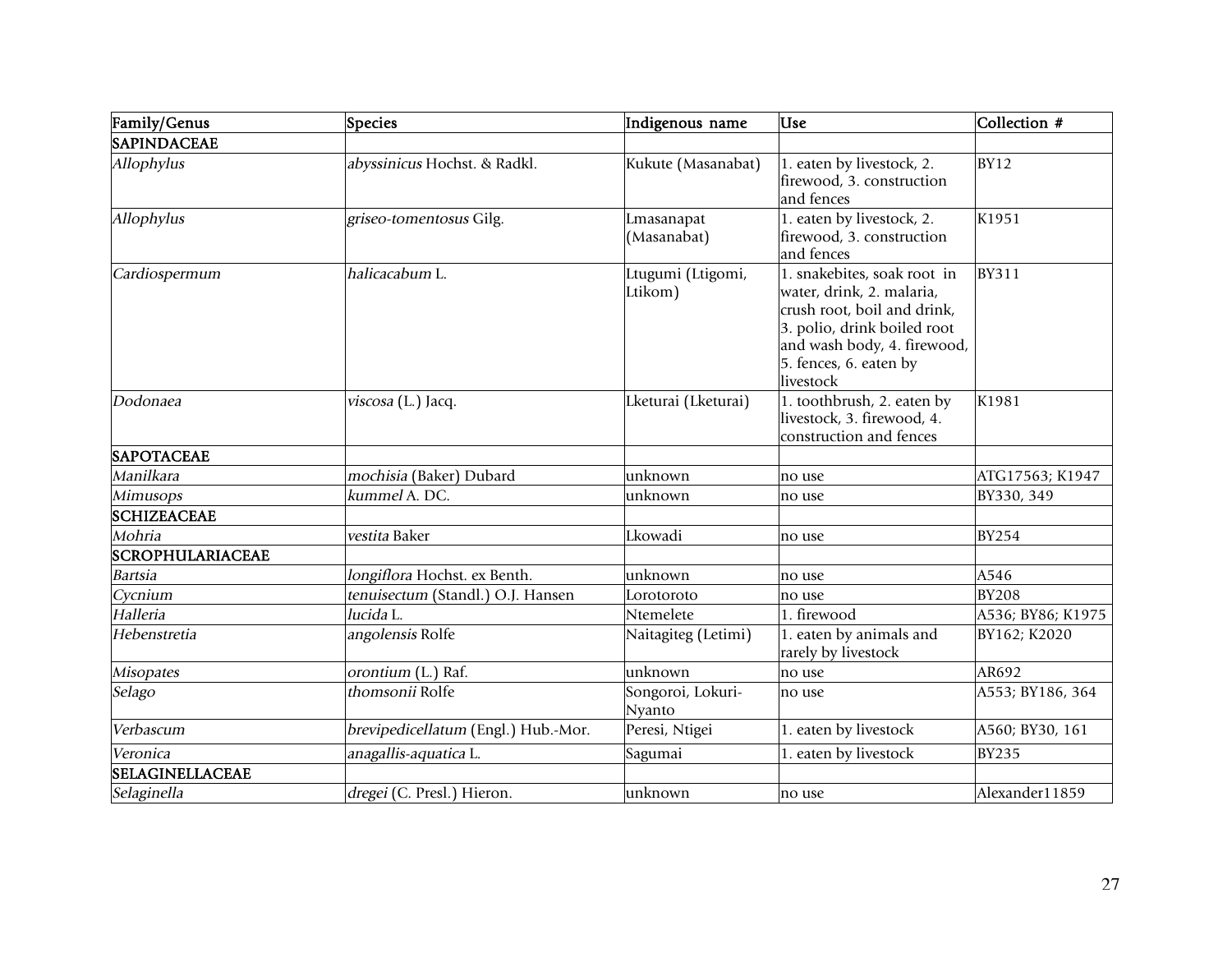| Family/Genus | Species | Indigenous name | Use | Collection # |
|---|---|---|---|---|
| **SAPINDACEAE** | | | | |
| *Allophylus* | *abyssinicus* Hochst. & Radkl. | Kukute (Masanabat) | 1. eaten by livestock, 2. firewood, 3. construction and fences | BY12 |
| *Allophylus* | *griseo-tomentosus* Gilg. | Lmasanapat (Masanabat) | 1. eaten by livestock, 2. firewood, 3. construction and fences | K1951 |
| *Cardiospermum* | *halicacabum* L. | Ltugumi (Ltigomi, Ltikom) | 1. snakebites, soak root in water, drink, 2. malaria, crush root, boil and drink, 3. polio, drink boiled root and wash body, 4. firewood, 5. fences, 6. eaten by livestock | BY311 |
| *Dodonaea* | *viscosa* (L.) Jacq. | Lketurai (Lketurai) | 1. toothbrush, 2. eaten by livestock, 3. firewood, 4. construction and fences | K1981 |
| **SAPOTACEAE** | | | | |
| *Manilkara* | *mochisia* (Baker) Dubard | unknown | no use | ATG17563; K1947 |
| *Mimusops* | *kummel* A. DC. | unknown | no use | BY330, 349 |
| **SCHIZEACEAE** | | | | |
| *Mohria* | *vestita* Baker | Lkowadi | no use | BY254 |
| **SCROPHULARIACEAE** | | | | |
| *Bartsia* | *longiflora* Hochst. ex Benth. | unknown | no use | A546 |
| *Cycnium* | *tenuisectum* (Standl.) O.J. Hansen | Lorotoroto | no use | BY208 |
| *Halleria* | *lucida* L. | Ntemelete | 1. firewood | A536; BY86; K1975 |
| *Hebenstretia* | *angolensis* Rolfe | Naitagiteg (Letimi) | 1. eaten by animals and rarely by livestock | BY162; K2020 |
| *Misopates* | *orontium* (L.) Raf. | unknown | no use | AR692 |
| *Selago* | *thomsonii* Rolfe | Songoroi, Lokuri-Nyanto | no use | A553; BY186, 364 |
| *Verbascum* | *brevipedicellatum* (Engl.) Hub.-Mor. | Peresi, Ntigei | 1. eaten by livestock | A560; BY30, 161 |
| *Veronica* | *anagallis-aquatica* L. | Sagumai | 1. eaten by livestock | BY235 |
| **SELAGINELLACEAE** | | | | |
| *Selaginella* | *dregei* (C. Presl.) Hieron. | unknown | no use | Alexander11859 |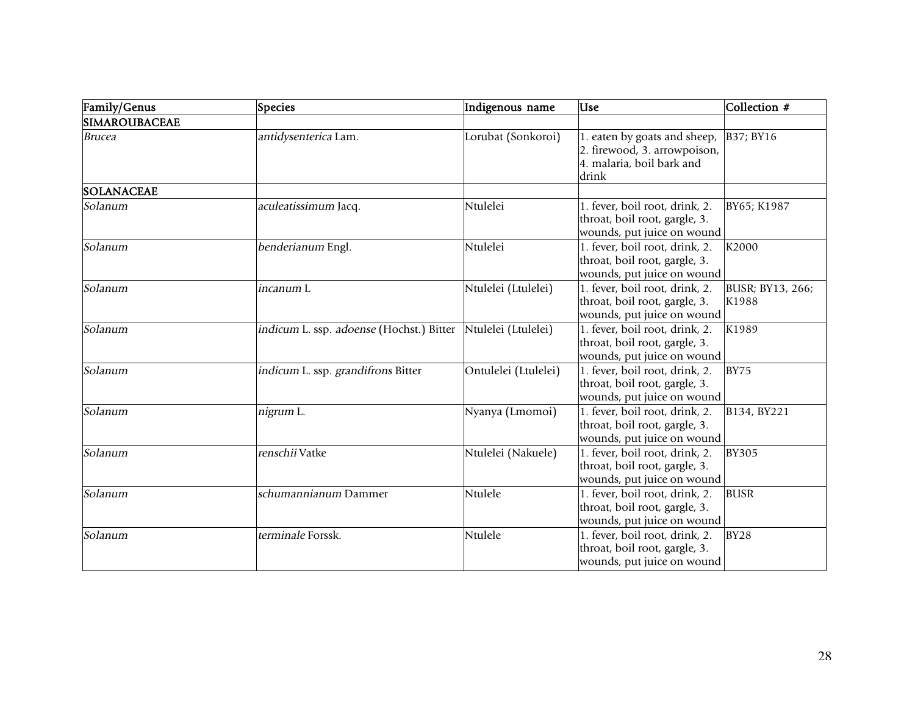| Family/Genus | Species | Indigenous name | Use | Collection # |
|---|---|---|---|---|
| **SIMAROUBACEAE** | | | | |
| *Brucea* | *antidysenterica* Lam. | Lorubat (Sonkoroi) | 1. eaten by goats and sheep, 2. firewood, 3. arrowpoison, 4. malaria, boil bark and drink | B37; BY16 |
| **SOLANACEAE** | | | | |
| *Solanum* | *aculeatissimum* Jacq. | Ntulelei | 1. fever, boil root, drink, 2. throat, boil root, gargle, 3. wounds, put juice on wound | BY65; K1987 |
| *Solanum* | *benderianum* Engl. | Ntulelei | 1. fever, boil root, drink, 2. throat, boil root, gargle, 3. wounds, put juice on wound | K2000 |
| *Solanum* | *incanum* L | Ntulelei (Ltulelei) | 1. fever, boil root, drink, 2. throat, boil root, gargle, 3. wounds, put juice on wound | BUSR; BY13, 266; K1988 |
| *Solanum* | *indicum* L. ssp. *adoense* (Hochst.) Bitter | Ntulelei (Ltulelei) | 1. fever, boil root, drink, 2. throat, boil root, gargle, 3. wounds, put juice on wound | K1989 |
| *Solanum* | *indicum* L. ssp. *grandifrons* Bitter | Ontulelei (Ltulelei) | 1. fever, boil root, drink, 2. throat, boil root, gargle, 3. wounds, put juice on wound | BY75 |
| *Solanum* | *nigrum* L. | Nyanya (Lmomoi) | 1. fever, boil root, drink, 2. throat, boil root, gargle, 3. wounds, put juice on wound | B134, BY221 |
| *Solanum* | *renschii* Vatke | Ntulelei (Nakuele) | 1. fever, boil root, drink, 2. throat, boil root, gargle, 3. wounds, put juice on wound | BY305 |
| *Solanum* | *schumannianum* Dammer | Ntulele | 1. fever, boil root, drink, 2. throat, boil root, gargle, 3. wounds, put juice on wound | BUSR |
| *Solanum* | *terminale* Forssk. | Ntulele | 1. fever, boil root, drink, 2. throat, boil root, gargle, 3. wounds, put juice on wound | BY28 |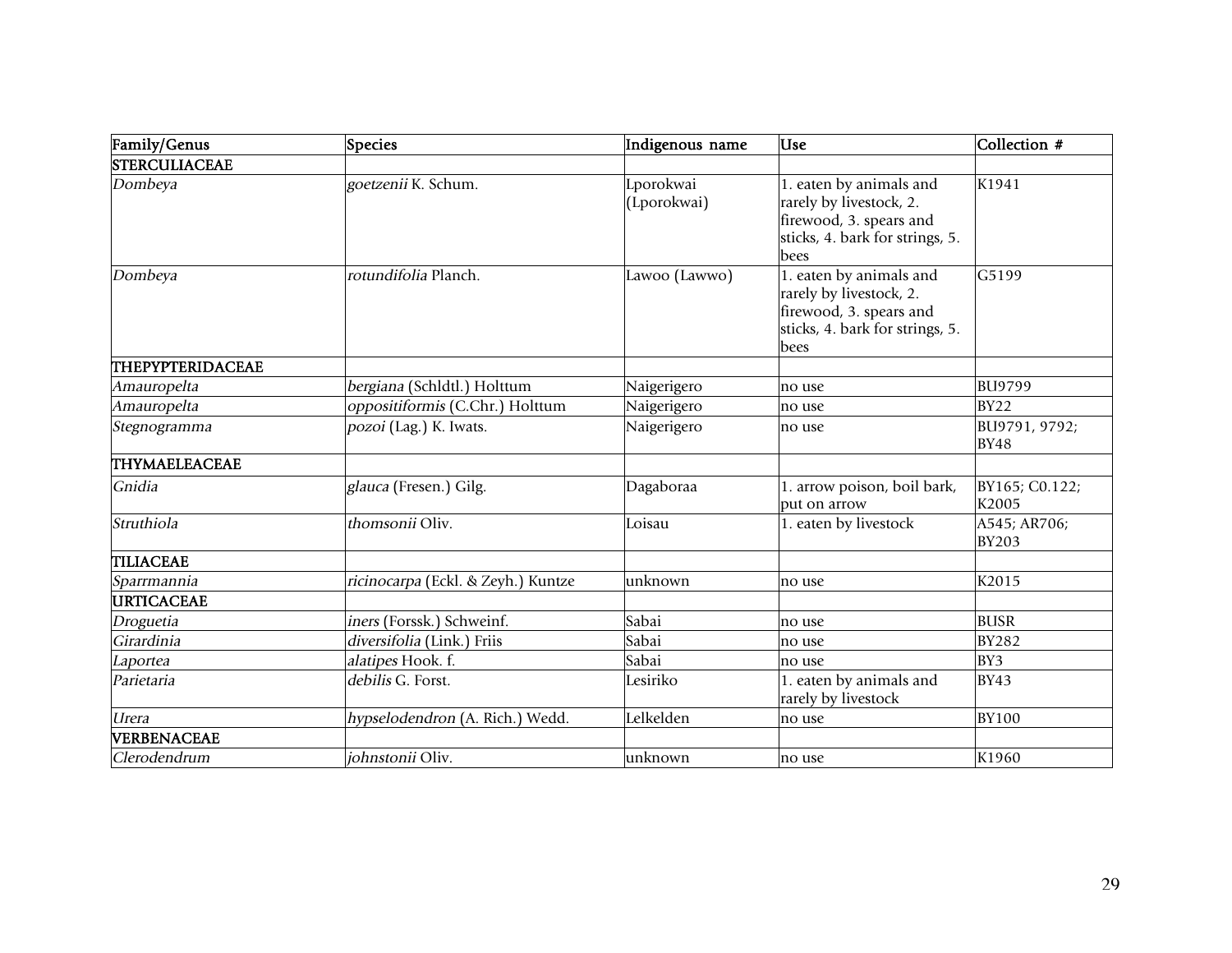| Family/Genus | Species | Indigenous name | Use | Collection # |
|---|---|---|---|---|
| **STERCULIACEAE** | | | | |
| *Dombeya* | *goetzenii* K. Schum. | Lporokwai (Lporokwai) | 1. eaten by animals and rarely by livestock, 2. firewood, 3. spears and sticks, 4. bark for strings, 5. bees | K1941 |
| *Dombeya* | *rotundifolia* Planch. | Lawoo (Lawwo) | 1. eaten by animals and rarely by livestock, 2. firewood, 3. spears and sticks, 4. bark for strings, 5. bees | G5199 |
| **THEPYPTERIDACEAE** | | | | |
| *Amauropelta* | *bergiana* (Schldtl.) Holttum | Naigerigero | no use | BU9799 |
| *Amauropelta* | *oppositiformis* (C.Chr.) Holttum | Naigerigero | no use | BY22 |
| *Stegnogramma* | *pozoi* (Lag.) K. Iwats. | Naigerigero | no use | BU9791, 9792; BY48 |
| **THYMAELEACEAE** | | | | |
| *Gnidia* | *glauca* (Fresen.) Gilg. | Dagaboraa | 1. arrow poison, boil bark, put on arrow | BY165; C0.122; K2005 |
| *Struthiola* | *thomsonii* Oliv. | Loisau | 1. eaten by livestock | A545; AR706; BY203 |
| **TILIACEAE** | | | | |
| *Sparrmannia* | *ricinocarpa* (Eckl. & Zeyh.) Kuntze | unknown | no use | K2015 |
| **URTICACEAE** | | | | |
| *Droguetia* | *iners* (Forssk.) Schweinf. | Sabai | no use | BUSR |
| *Girardinia* | *diversifolia* (Link.) Friis | Sabai | no use | BY282 |
| *Laportea* | *alatipes* Hook. f. | Sabai | no use | BY3 |
| *Parietaria* | *debilis* G. Forst. | Lesiriko | 1. eaten by animals and rarely by livestock | BY43 |
| *Urera* | *hypselodendron* (A. Rich.) Wedd. | Lelkelden | no use | BY100 |
| **VERBENACEAE** | | | | |
| *Clerodendrum* | *johnstonii* Oliv. | unknown | no use | K1960 |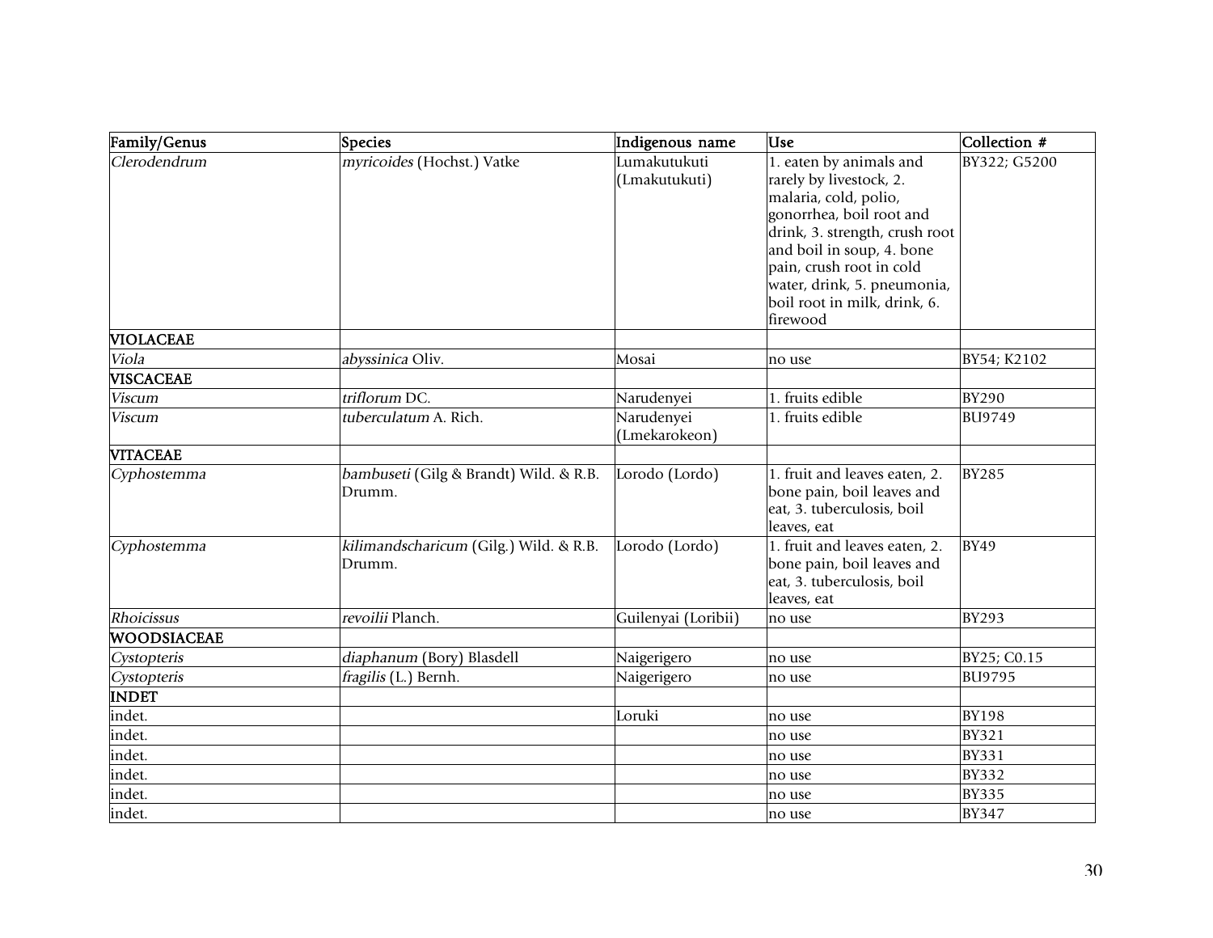| Family/Genus | Species | Indigenous name | Use | Collection # |
|---|---|---|---|---|
| *Clerodendrum* | *myricoides* (Hochst.) Vatke | Lumakutukuti (Lmakutukuti) | 1. eaten by animals and rarely by livestock, 2. malaria, cold, polio, gonorrhea, boil root and drink, 3. strength, crush root and boil in soup, 4. bone pain, crush root in cold water, drink, 5. pneumonia, boil root in milk, drink, 6. firewood | BY322; G5200 |
| **VIOLACEAE** | | | | |
| *Viola* | *abyssinica* Oliv. | Mosai | no use | BY54; K2102 |
| **VISCACEAE** | | | | |
| *Viscum* | *triflorum* DC. | Narudenyei | 1. fruits edible | BY290 |
| *Viscum* | *tuberculatum* A. Rich. | Narudenyei (Lmekarokeon) | 1. fruits edible | BU9749 |
| **VITACEAE** | | | | |
| *Cyphostemma* | *bambuseti* (Gilg & Brandt) Wild. & R.B. Drumm. | Lorodo (Lordo) | 1. fruit and leaves eaten, 2. bone pain, boil leaves and eat, 3. tuberculosis, boil leaves, eat | BY285 |
| *Cyphostemma* | *kilimandscharicum* (Gilg.) Wild. & R.B. Drumm. | Lorodo (Lordo) | 1. fruit and leaves eaten, 2. bone pain, boil leaves and eat, 3. tuberculosis, boil leaves, eat | BY49 |
| *Rhoicissus* | *revoilii* Planch. | Guilenyai (Loribii) | no use | BY293 |
| **WOODSIACEAE** | | | | |
| *Cystopteris* | *diaphanum* (Bory) Blasdell | Naigerigero | no use | BY25; C0.15 |
| *Cystopteris* | *fragilis* (L.) Bernh. | Naigerigero | no use | BU9795 |
| **INDET** | | | | |
| indet. | | Loruki | no use | BY198 |
| indet. | | | no use | BY321 |
| indet. | | | no use | BY331 |
| indet. | | | no use | BY332 |
| indet. | | | no use | BY335 |
| indet. | | | no use | BY347 |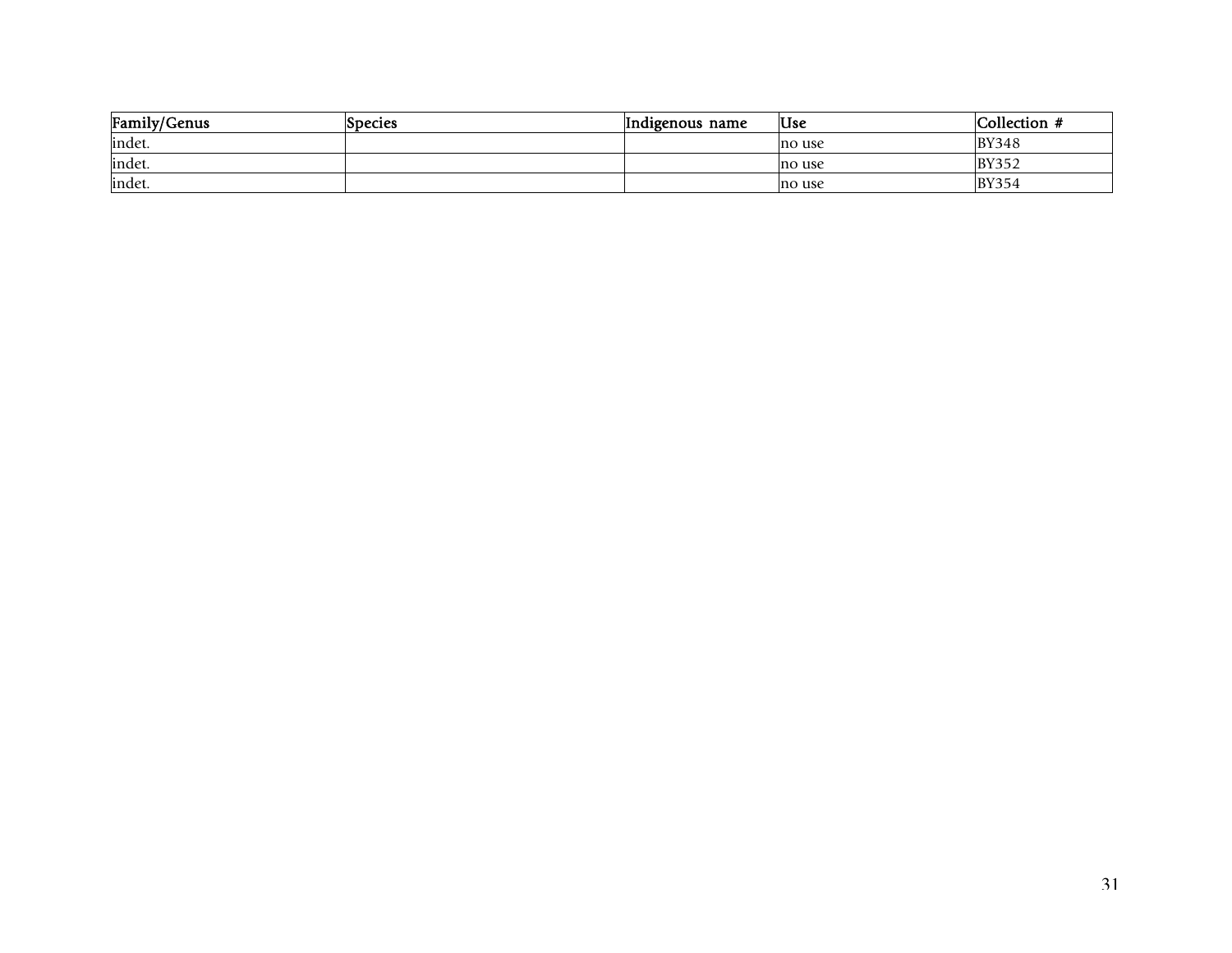| Family/Genus | Species | Indigenous name | Use | Collection # |
| --- | --- | --- | --- | --- |
| indet. | | | no use | BY348 |
| indet. | | | no use | BY352 |
| indet. | | | no use | BY354 |